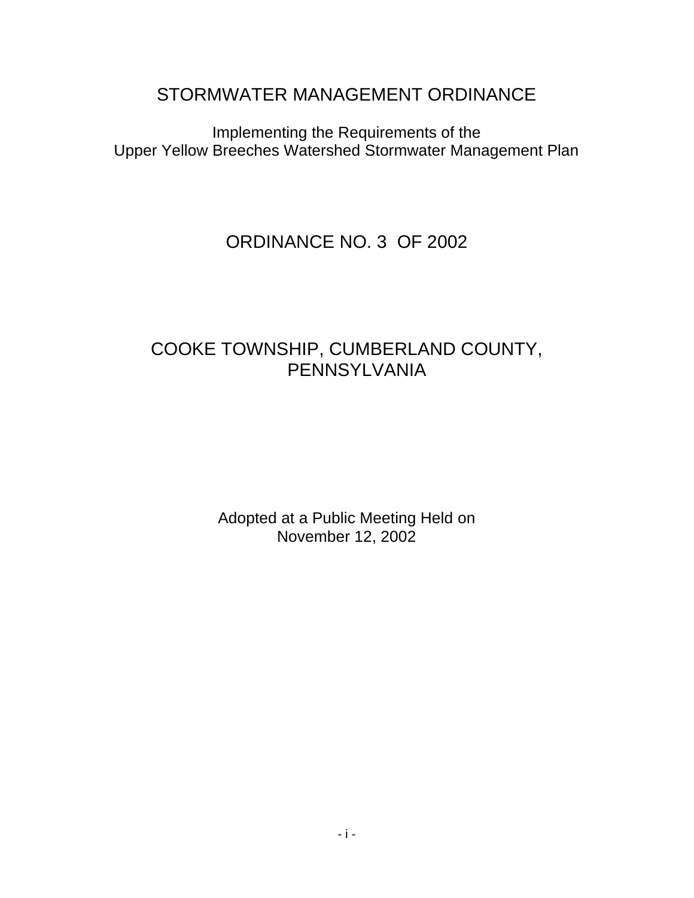# STORMWATER MANAGEMENT ORDINANCE

Implementing the Requirements of the
Upper Yellow Breeches Watershed Stormwater Management Plan

## ORDINANCE NO. 3 OF 2002

## COOKE TOWNSHIP, CUMBERLAND COUNTY, PENNSYLVANIA

Adopted at a Public Meeting Held on
November 12, 2002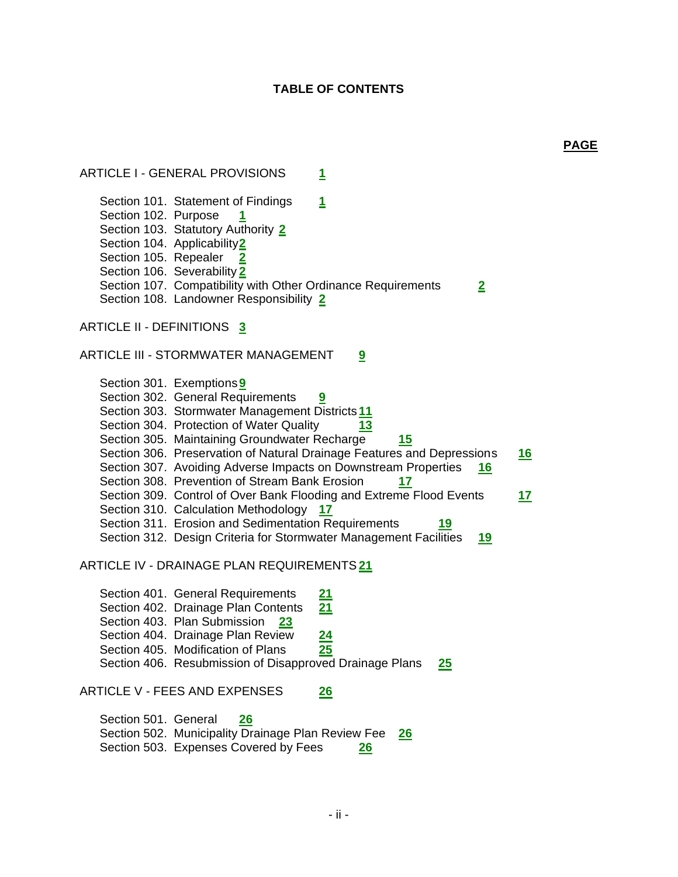# TABLE OF CONTENTS

| | PAGE |
|---|---|
| ARTICLE I - GENERAL PROVISIONS | 1 |
| Section 101. Statement of Findings | 1 |
| Section 102. Purpose | 1 |
| Section 103. Statutory Authority | 2 |
| Section 104. Applicability | 2 |
| Section 105. Repealer | 2 |
| Section 106. Severability | 2 |
| Section 107. Compatibility with Other Ordinance Requirements | 2 |
| Section 108. Landowner Responsibility | 2 |
| ARTICLE II - DEFINITIONS | 3 |
| ARTICLE III - STORMWATER MANAGEMENT | 9 |
| Section 301. Exemptions | 9 |
| Section 302. General Requirements | 9 |
| Section 303. Stormwater Management Districts | 11 |
| Section 304. Protection of Water Quality | 13 |
| Section 305. Maintaining Groundwater Recharge | 15 |
| Section 306. Preservation of Natural Drainage Features and Depressions | 16 |
| Section 307. Avoiding Adverse Impacts on Downstream Properties | 16 |
| Section 308. Prevention of Stream Bank Erosion | 17 |
| Section 309. Control of Over Bank Flooding and Extreme Flood Events | 17 |
| Section 310. Calculation Methodology | 17 |
| Section 311. Erosion and Sedimentation Requirements | 19 |
| Section 312. Design Criteria for Stormwater Management Facilities | 19 |
| ARTICLE IV - DRAINAGE PLAN REQUIREMENTS | 21 |
| Section 401. General Requirements | 21 |
| Section 402. Drainage Plan Contents | 21 |
| Section 403. Plan Submission | 23 |
| Section 404. Drainage Plan Review | 24 |
| Section 405. Modification of Plans | 25 |
| Section 406. Resubmission of Disapproved Drainage Plans | 25 |
| ARTICLE V - FEES AND EXPENSES | 26 |
| Section 501. General | 26 |
| Section 502. Municipality Drainage Plan Review Fee | 26 |
| Section 503. Expenses Covered by Fees | 26 |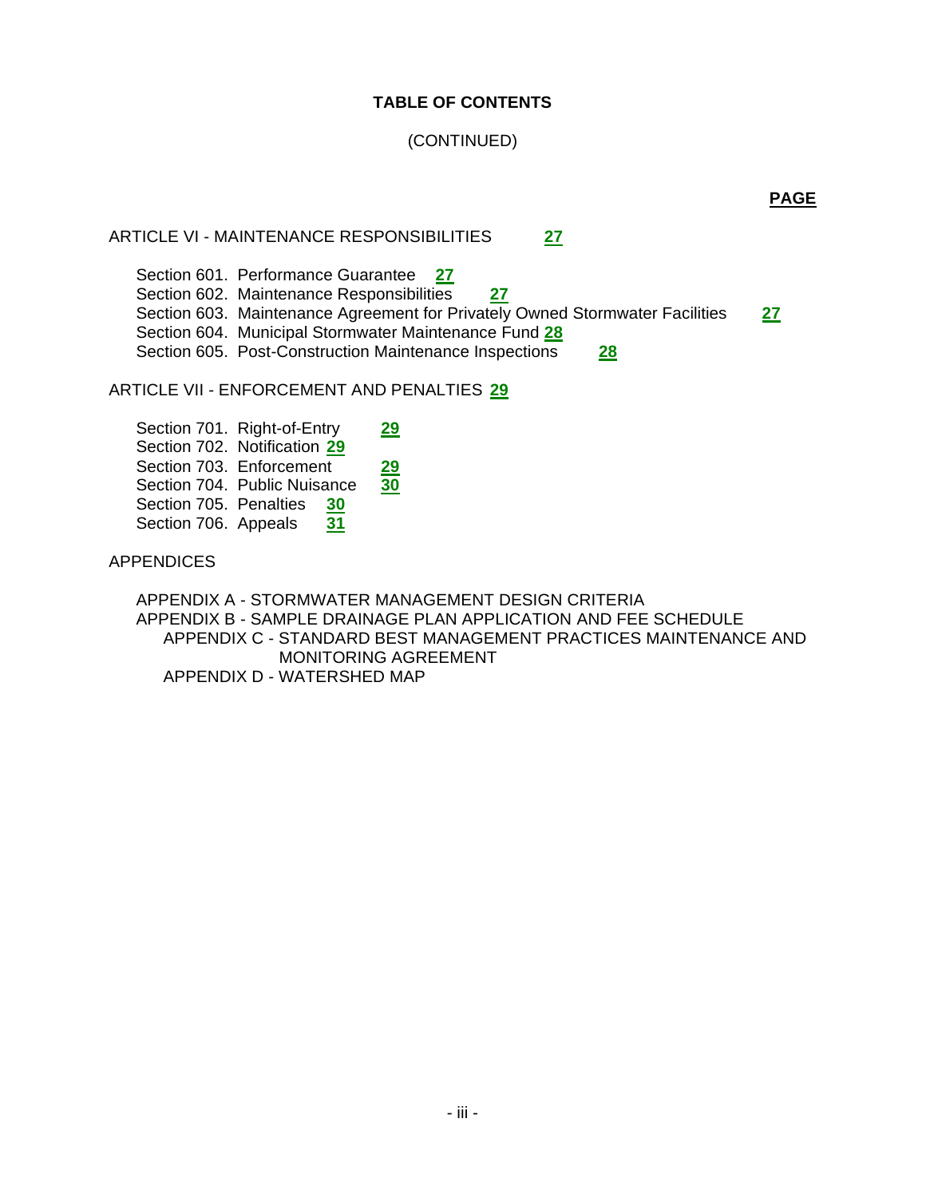**TABLE OF CONTENTS**

(CONTINUED)

**PAGE**

ARTICLE VI - MAINTENANCE RESPONSIBILITIES 27

- Section 601. Performance Guarantee 27
- Section 602. Maintenance Responsibilities 27
- Section 603. Maintenance Agreement for Privately Owned Stormwater Facilities 27
- Section 604. Municipal Stormwater Maintenance Fund 28
- Section 605. Post-Construction Maintenance Inspections 28

ARTICLE VII - ENFORCEMENT AND PENALTIES 29

- Section 701. Right-of-Entry 29
- Section 702. Notification 29
- Section 703. Enforcement 29
- Section 704. Public Nuisance 30
- Section 705. Penalties 30
- Section 706. Appeals 31

APPENDICES

- APPENDIX A - STORMWATER MANAGEMENT DESIGN CRITERIA
- APPENDIX B - SAMPLE DRAINAGE PLAN APPLICATION AND FEE SCHEDULE
- APPENDIX C - STANDARD BEST MANAGEMENT PRACTICES MAINTENANCE AND MONITORING AGREEMENT
- APPENDIX D - WATERSHED MAP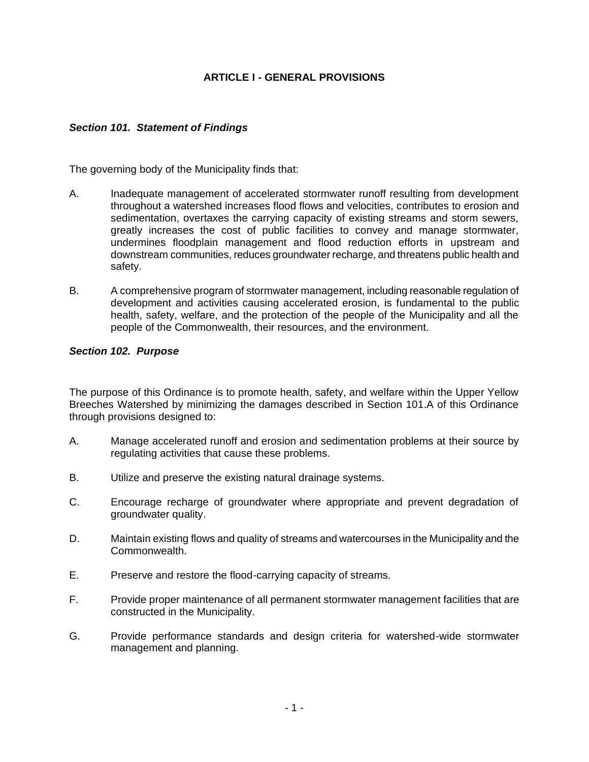# ARTICLE I - GENERAL PROVISIONS

### *Section 101. Statement of Findings*

The governing body of the Municipality finds that:

A. Inadequate management of accelerated stormwater runoff resulting from development throughout a watershed increases flood flows and velocities, contributes to erosion and sedimentation, overtaxes the carrying capacity of existing streams and storm sewers, greatly increases the cost of public facilities to convey and manage stormwater, undermines floodplain management and flood reduction efforts in upstream and downstream communities, reduces groundwater recharge, and threatens public health and safety.

B. A comprehensive program of stormwater management, including reasonable regulation of development and activities causing accelerated erosion, is fundamental to the public health, safety, welfare, and the protection of the people of the Municipality and all the people of the Commonwealth, their resources, and the environment.

### *Section 102. Purpose*

The purpose of this Ordinance is to promote health, safety, and welfare within the Upper Yellow Breeches Watershed by minimizing the damages described in Section 101.A of this Ordinance through provisions designed to:

A. Manage accelerated runoff and erosion and sedimentation problems at their source by regulating activities that cause these problems.

B. Utilize and preserve the existing natural drainage systems.

C. Encourage recharge of groundwater where appropriate and prevent degradation of groundwater quality.

D. Maintain existing flows and quality of streams and watercourses in the Municipality and the Commonwealth.

E. Preserve and restore the flood-carrying capacity of streams.

F. Provide proper maintenance of all permanent stormwater management facilities that are constructed in the Municipality.

G. Provide performance standards and design criteria for watershed-wide stormwater management and planning.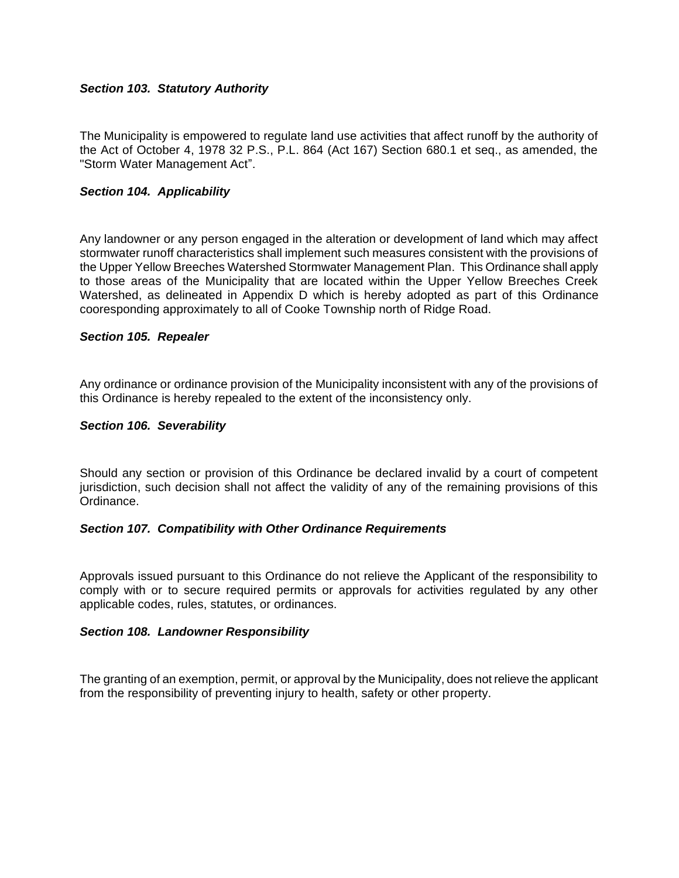***Section 103. Statutory Authority***

The Municipality is empowered to regulate land use activities that affect runoff by the authority of the Act of October 4, 1978 32 P.S., P.L. 864 (Act 167) Section 680.1 et seq., as amended, the "Storm Water Management Act".

***Section 104. Applicability***

Any landowner or any person engaged in the alteration or development of land which may affect stormwater runoff characteristics shall implement such measures consistent with the provisions of the Upper Yellow Breeches Watershed Stormwater Management Plan. This Ordinance shall apply to those areas of the Municipality that are located within the Upper Yellow Breeches Creek Watershed, as delineated in Appendix D which is hereby adopted as part of this Ordinance cooresponding approximately to all of Cooke Township north of Ridge Road.

***Section 105. Repealer***

Any ordinance or ordinance provision of the Municipality inconsistent with any of the provisions of this Ordinance is hereby repealed to the extent of the inconsistency only.

***Section 106. Severability***

Should any section or provision of this Ordinance be declared invalid by a court of competent jurisdiction, such decision shall not affect the validity of any of the remaining provisions of this Ordinance.

***Section 107. Compatibility with Other Ordinance Requirements***

Approvals issued pursuant to this Ordinance do not relieve the Applicant of the responsibility to comply with or to secure required permits or approvals for activities regulated by any other applicable codes, rules, statutes, or ordinances.

***Section 108. Landowner Responsibility***

The granting of an exemption, permit, or approval by the Municipality, does not relieve the applicant from the responsibility of preventing injury to health, safety or other property.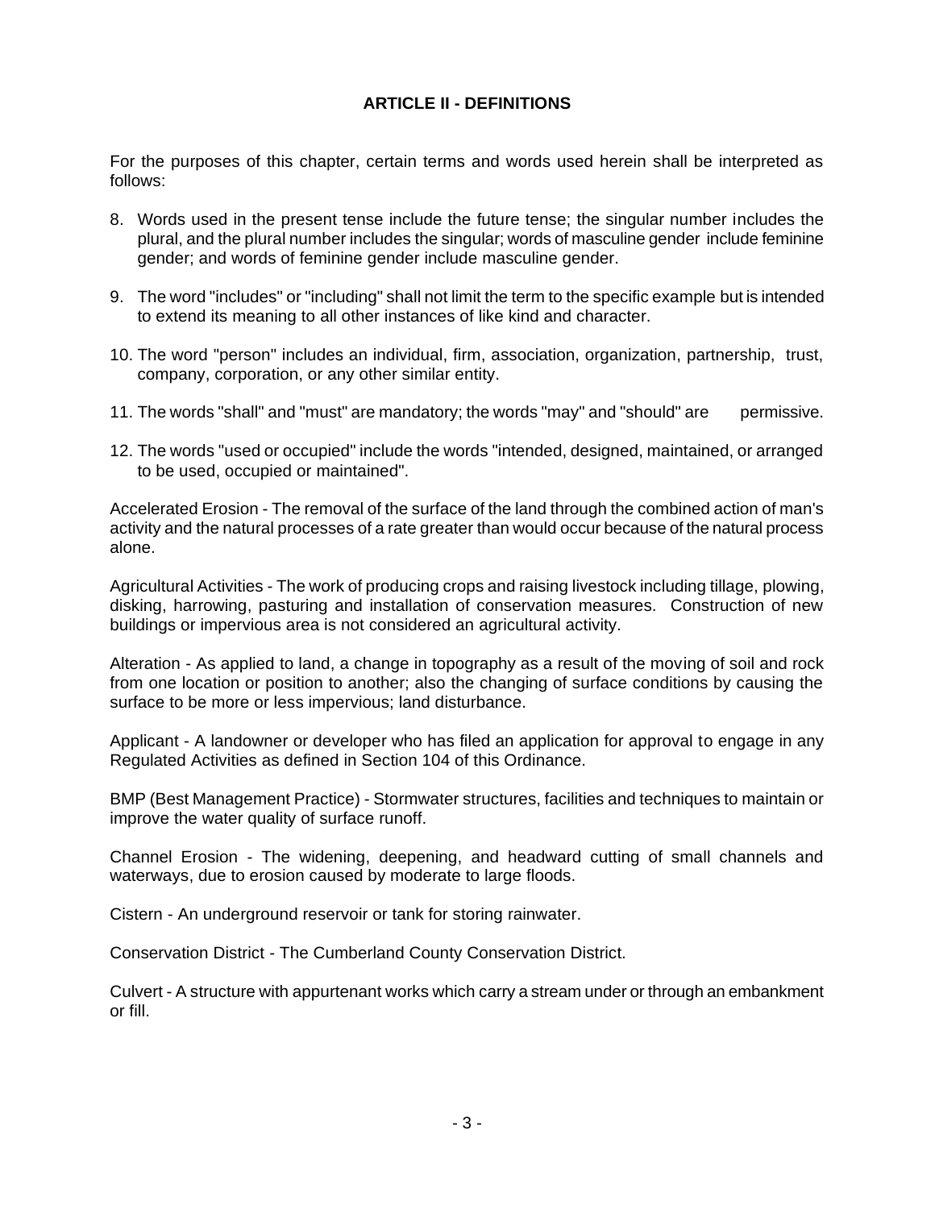## ARTICLE II - DEFINITIONS

For the purposes of this chapter, certain terms and words used herein shall be interpreted as follows:

8. Words used in the present tense include the future tense; the singular number includes the plural, and the plural number includes the singular; words of masculine gender include feminine gender; and words of feminine gender include masculine gender.

9. The word "includes" or "including" shall not limit the term to the specific example but is intended to extend its meaning to all other instances of like kind and character.

10. The word "person" includes an individual, firm, association, organization, partnership, trust, company, corporation, or any other similar entity.

11. The words "shall" and "must" are mandatory; the words "may" and "should" are permissive.

12. The words "used or occupied" include the words "intended, designed, maintained, or arranged to be used, occupied or maintained".

Accelerated Erosion - The removal of the surface of the land through the combined action of man's activity and the natural processes of a rate greater than would occur because of the natural process alone.

Agricultural Activities - The work of producing crops and raising livestock including tillage, plowing, disking, harrowing, pasturing and installation of conservation measures. Construction of new buildings or impervious area is not considered an agricultural activity.

Alteration - As applied to land, a change in topography as a result of the moving of soil and rock from one location or position to another; also the changing of surface conditions by causing the surface to be more or less impervious; land disturbance.

Applicant - A landowner or developer who has filed an application for approval to engage in any Regulated Activities as defined in Section 104 of this Ordinance.

BMP (Best Management Practice) - Stormwater structures, facilities and techniques to maintain or improve the water quality of surface runoff.

Channel Erosion - The widening, deepening, and headward cutting of small channels and waterways, due to erosion caused by moderate to large floods.

Cistern - An underground reservoir or tank for storing rainwater.

Conservation District - The Cumberland County Conservation District.

Culvert - A structure with appurtenant works which carry a stream under or through an embankment or fill.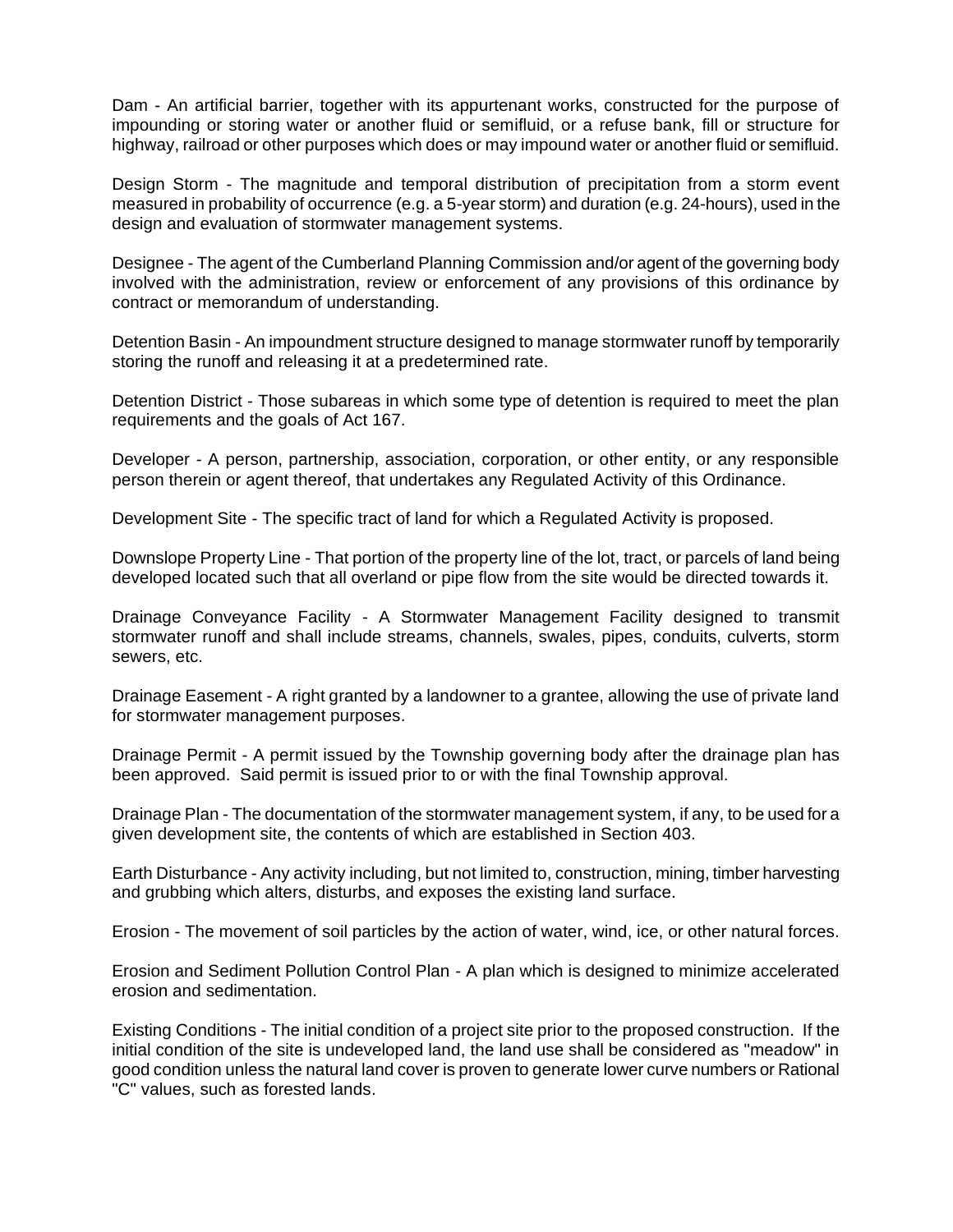Dam - An artificial barrier, together with its appurtenant works, constructed for the purpose of impounding or storing water or another fluid or semifluid, or a refuse bank, fill or structure for highway, railroad or other purposes which does or may impound water or another fluid or semifluid.

Design Storm - The magnitude and temporal distribution of precipitation from a storm event measured in probability of occurrence (e.g. a 5-year storm) and duration (e.g. 24-hours), used in the design and evaluation of stormwater management systems.

Designee - The agent of the Cumberland Planning Commission and/or agent of the governing body involved with the administration, review or enforcement of any provisions of this ordinance by contract or memorandum of understanding.

Detention Basin - An impoundment structure designed to manage stormwater runoff by temporarily storing the runoff and releasing it at a predetermined rate.

Detention District - Those subareas in which some type of detention is required to meet the plan requirements and the goals of Act 167.

Developer - A person, partnership, association, corporation, or other entity, or any responsible person therein or agent thereof, that undertakes any Regulated Activity of this Ordinance.

Development Site - The specific tract of land for which a Regulated Activity is proposed.

Downslope Property Line - That portion of the property line of the lot, tract, or parcels of land being developed located such that all overland or pipe flow from the site would be directed towards it.

Drainage Conveyance Facility - A Stormwater Management Facility designed to transmit stormwater runoff and shall include streams, channels, swales, pipes, conduits, culverts, storm sewers, etc.

Drainage Easement - A right granted by a landowner to a grantee, allowing the use of private land for stormwater management purposes.

Drainage Permit - A permit issued by the Township governing body after the drainage plan has been approved. Said permit is issued prior to or with the final Township approval.

Drainage Plan - The documentation of the stormwater management system, if any, to be used for a given development site, the contents of which are established in Section 403.

Earth Disturbance - Any activity including, but not limited to, construction, mining, timber harvesting and grubbing which alters, disturbs, and exposes the existing land surface.

Erosion - The movement of soil particles by the action of water, wind, ice, or other natural forces.

Erosion and Sediment Pollution Control Plan - A plan which is designed to minimize accelerated erosion and sedimentation.

Existing Conditions - The initial condition of a project site prior to the proposed construction. If the initial condition of the site is undeveloped land, the land use shall be considered as "meadow" in good condition unless the natural land cover is proven to generate lower curve numbers or Rational "C" values, such as forested lands.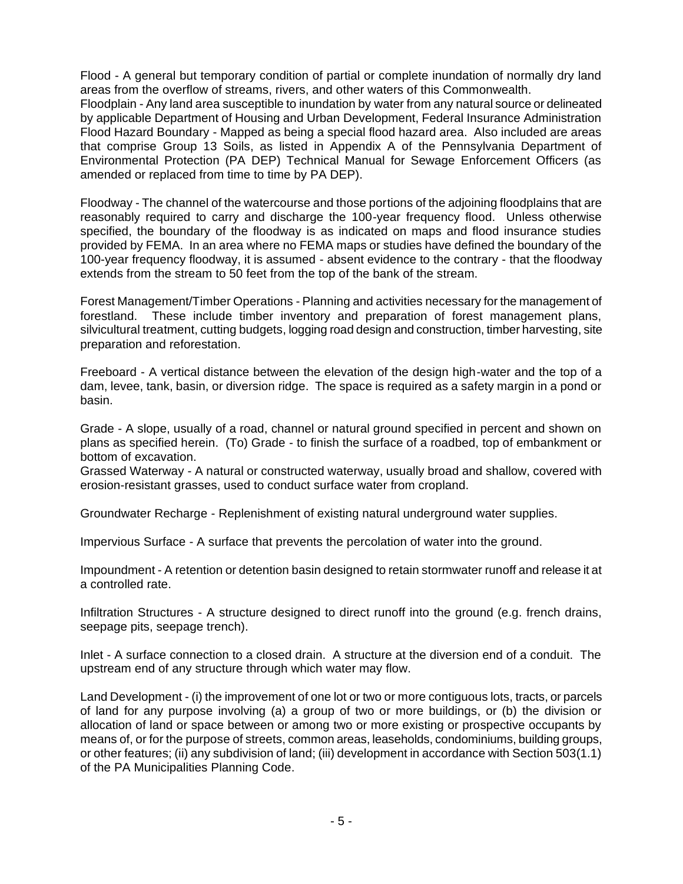Flood - A general but temporary condition of partial or complete inundation of normally dry land areas from the overflow of streams, rivers, and other waters of this Commonwealth.

Floodplain - Any land area susceptible to inundation by water from any natural source or delineated by applicable Department of Housing and Urban Development, Federal Insurance Administration Flood Hazard Boundary - Mapped as being a special flood hazard area. Also included are areas that comprise Group 13 Soils, as listed in Appendix A of the Pennsylvania Department of Environmental Protection (PA DEP) Technical Manual for Sewage Enforcement Officers (as amended or replaced from time to time by PA DEP).

Floodway - The channel of the watercourse and those portions of the adjoining floodplains that are reasonably required to carry and discharge the 100-year frequency flood. Unless otherwise specified, the boundary of the floodway is as indicated on maps and flood insurance studies provided by FEMA. In an area where no FEMA maps or studies have defined the boundary of the 100-year frequency floodway, it is assumed - absent evidence to the contrary - that the floodway extends from the stream to 50 feet from the top of the bank of the stream.

Forest Management/Timber Operations - Planning and activities necessary for the management of forestland. These include timber inventory and preparation of forest management plans, silvicultural treatment, cutting budgets, logging road design and construction, timber harvesting, site preparation and reforestation.

Freeboard - A vertical distance between the elevation of the design high-water and the top of a dam, levee, tank, basin, or diversion ridge. The space is required as a safety margin in a pond or basin.

Grade - A slope, usually of a road, channel or natural ground specified in percent and shown on plans as specified herein. (To) Grade - to finish the surface of a roadbed, top of embankment or bottom of excavation.

Grassed Waterway - A natural or constructed waterway, usually broad and shallow, covered with erosion-resistant grasses, used to conduct surface water from cropland.

Groundwater Recharge - Replenishment of existing natural underground water supplies.

Impervious Surface - A surface that prevents the percolation of water into the ground.

Impoundment - A retention or detention basin designed to retain stormwater runoff and release it at a controlled rate.

Infiltration Structures - A structure designed to direct runoff into the ground (e.g. french drains, seepage pits, seepage trench).

Inlet - A surface connection to a closed drain. A structure at the diversion end of a conduit. The upstream end of any structure through which water may flow.

Land Development - (i) the improvement of one lot or two or more contiguous lots, tracts, or parcels of land for any purpose involving (a) a group of two or more buildings, or (b) the division or allocation of land or space between or among two or more existing or prospective occupants by means of, or for the purpose of streets, common areas, leaseholds, condominiums, building groups, or other features; (ii) any subdivision of land; (iii) development in accordance with Section 503(1.1) of the PA Municipalities Planning Code.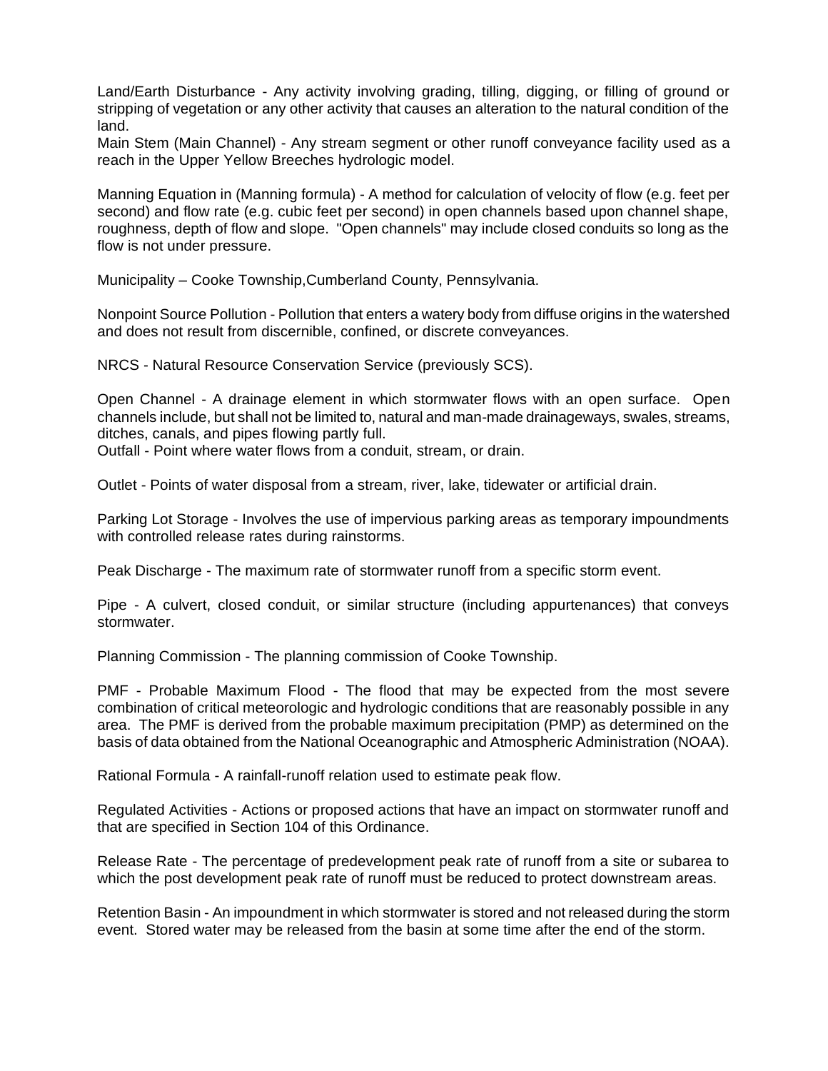Land/Earth Disturbance - Any activity involving grading, tilling, digging, or filling of ground or stripping of vegetation or any other activity that causes an alteration to the natural condition of the land.

Main Stem (Main Channel) - Any stream segment or other runoff conveyance facility used as a reach in the Upper Yellow Breeches hydrologic model.

Manning Equation in (Manning formula) - A method for calculation of velocity of flow (e.g. feet per second) and flow rate (e.g. cubic feet per second) in open channels based upon channel shape, roughness, depth of flow and slope. "Open channels" may include closed conduits so long as the flow is not under pressure.

Municipality – Cooke Township,Cumberland County, Pennsylvania.

Nonpoint Source Pollution - Pollution that enters a watery body from diffuse origins in the watershed and does not result from discernible, confined, or discrete conveyances.

NRCS - Natural Resource Conservation Service (previously SCS).

Open Channel - A drainage element in which stormwater flows with an open surface. Open channels include, but shall not be limited to, natural and man-made drainageways, swales, streams, ditches, canals, and pipes flowing partly full.

Outfall - Point where water flows from a conduit, stream, or drain.

Outlet - Points of water disposal from a stream, river, lake, tidewater or artificial drain.

Parking Lot Storage - Involves the use of impervious parking areas as temporary impoundments with controlled release rates during rainstorms.

Peak Discharge - The maximum rate of stormwater runoff from a specific storm event.

Pipe - A culvert, closed conduit, or similar structure (including appurtenances) that conveys stormwater.

Planning Commission - The planning commission of Cooke Township.

PMF - Probable Maximum Flood - The flood that may be expected from the most severe combination of critical meteorologic and hydrologic conditions that are reasonably possible in any area. The PMF is derived from the probable maximum precipitation (PMP) as determined on the basis of data obtained from the National Oceanographic and Atmospheric Administration (NOAA).

Rational Formula - A rainfall-runoff relation used to estimate peak flow.

Regulated Activities - Actions or proposed actions that have an impact on stormwater runoff and that are specified in Section 104 of this Ordinance.

Release Rate - The percentage of predevelopment peak rate of runoff from a site or subarea to which the post development peak rate of runoff must be reduced to protect downstream areas.

Retention Basin - An impoundment in which stormwater is stored and not released during the storm event. Stored water may be released from the basin at some time after the end of the storm.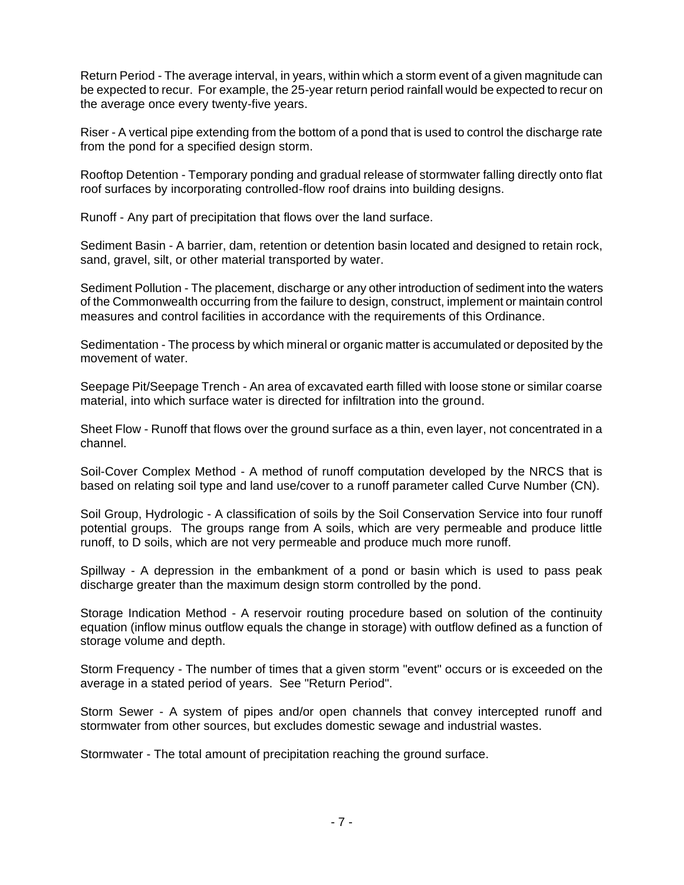Return Period - The average interval, in years, within which a storm event of a given magnitude can be expected to recur. For example, the 25-year return period rainfall would be expected to recur on the average once every twenty-five years.

Riser - A vertical pipe extending from the bottom of a pond that is used to control the discharge rate from the pond for a specified design storm.

Rooftop Detention - Temporary ponding and gradual release of stormwater falling directly onto flat roof surfaces by incorporating controlled-flow roof drains into building designs.

Runoff - Any part of precipitation that flows over the land surface.

Sediment Basin - A barrier, dam, retention or detention basin located and designed to retain rock, sand, gravel, silt, or other material transported by water.

Sediment Pollution - The placement, discharge or any other introduction of sediment into the waters of the Commonwealth occurring from the failure to design, construct, implement or maintain control measures and control facilities in accordance with the requirements of this Ordinance.

Sedimentation - The process by which mineral or organic matter is accumulated or deposited by the movement of water.

Seepage Pit/Seepage Trench - An area of excavated earth filled with loose stone or similar coarse material, into which surface water is directed for infiltration into the ground.

Sheet Flow - Runoff that flows over the ground surface as a thin, even layer, not concentrated in a channel.

Soil-Cover Complex Method - A method of runoff computation developed by the NRCS that is based on relating soil type and land use/cover to a runoff parameter called Curve Number (CN).

Soil Group, Hydrologic - A classification of soils by the Soil Conservation Service into four runoff potential groups. The groups range from A soils, which are very permeable and produce little runoff, to D soils, which are not very permeable and produce much more runoff.

Spillway - A depression in the embankment of a pond or basin which is used to pass peak discharge greater than the maximum design storm controlled by the pond.

Storage Indication Method - A reservoir routing procedure based on solution of the continuity equation (inflow minus outflow equals the change in storage) with outflow defined as a function of storage volume and depth.

Storm Frequency - The number of times that a given storm "event" occurs or is exceeded on the average in a stated period of years. See "Return Period".

Storm Sewer - A system of pipes and/or open channels that convey intercepted runoff and stormwater from other sources, but excludes domestic sewage and industrial wastes.

Stormwater - The total amount of precipitation reaching the ground surface.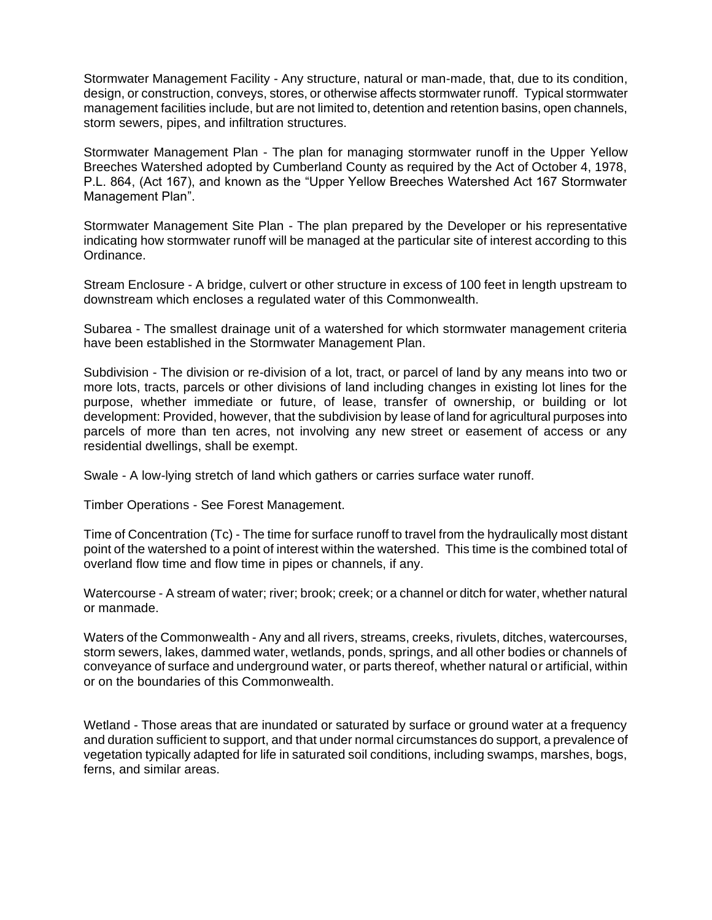Stormwater Management Facility - Any structure, natural or man-made, that, due to its condition, design, or construction, conveys, stores, or otherwise affects stormwater runoff. Typical stormwater management facilities include, but are not limited to, detention and retention basins, open channels, storm sewers, pipes, and infiltration structures.

Stormwater Management Plan - The plan for managing stormwater runoff in the Upper Yellow Breeches Watershed adopted by Cumberland County as required by the Act of October 4, 1978, P.L. 864, (Act 167), and known as the "Upper Yellow Breeches Watershed Act 167 Stormwater Management Plan".

Stormwater Management Site Plan - The plan prepared by the Developer or his representative indicating how stormwater runoff will be managed at the particular site of interest according to this Ordinance.

Stream Enclosure - A bridge, culvert or other structure in excess of 100 feet in length upstream to downstream which encloses a regulated water of this Commonwealth.

Subarea - The smallest drainage unit of a watershed for which stormwater management criteria have been established in the Stormwater Management Plan.

Subdivision - The division or re-division of a lot, tract, or parcel of land by any means into two or more lots, tracts, parcels or other divisions of land including changes in existing lot lines for the purpose, whether immediate or future, of lease, transfer of ownership, or building or lot development: Provided, however, that the subdivision by lease of land for agricultural purposes into parcels of more than ten acres, not involving any new street or easement of access or any residential dwellings, shall be exempt.

Swale - A low-lying stretch of land which gathers or carries surface water runoff.

Timber Operations - See Forest Management.

Time of Concentration (Tc) - The time for surface runoff to travel from the hydraulically most distant point of the watershed to a point of interest within the watershed. This time is the combined total of overland flow time and flow time in pipes or channels, if any.

Watercourse - A stream of water; river; brook; creek; or a channel or ditch for water, whether natural or manmade.

Waters of the Commonwealth - Any and all rivers, streams, creeks, rivulets, ditches, watercourses, storm sewers, lakes, dammed water, wetlands, ponds, springs, and all other bodies or channels of conveyance of surface and underground water, or parts thereof, whether natural or artificial, within or on the boundaries of this Commonwealth.

Wetland - Those areas that are inundated or saturated by surface or ground water at a frequency and duration sufficient to support, and that under normal circumstances do support, a prevalence of vegetation typically adapted for life in saturated soil conditions, including swamps, marshes, bogs, ferns, and similar areas.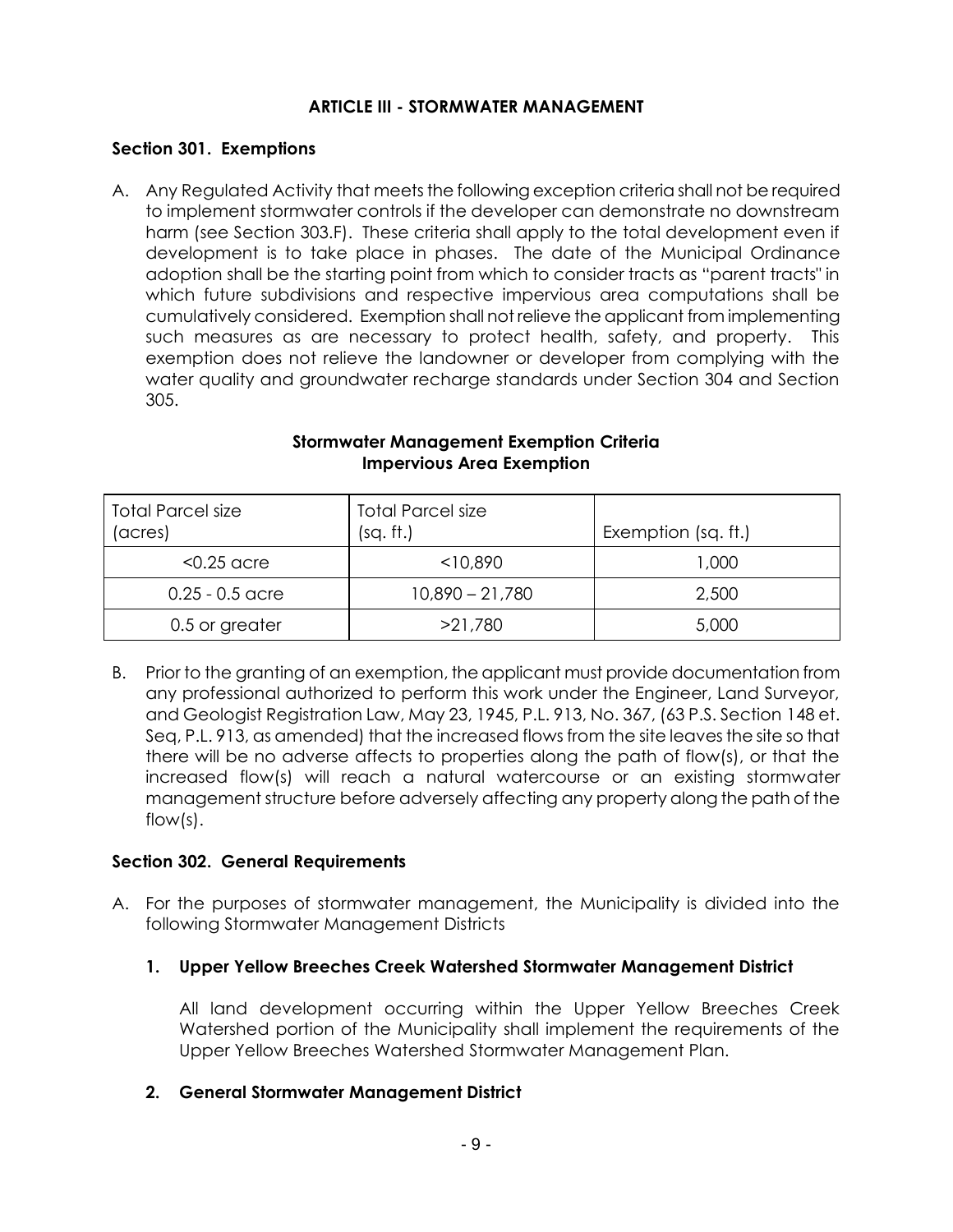## ARTICLE III - STORMWATER MANAGEMENT

### Section 301. Exemptions

A. Any Regulated Activity that meets the following exception criteria shall not be required to implement stormwater controls if the developer can demonstrate no downstream harm (see Section 303.F). These criteria shall apply to the total development even if development is to take place in phases. The date of the Municipal Ordinance adoption shall be the starting point from which to consider tracts as "parent tracts" in which future subdivisions and respective impervious area computations shall be cumulatively considered. Exemption shall not relieve the applicant from implementing such measures as are necessary to protect health, safety, and property. This exemption does not relieve the landowner or developer from complying with the water quality and groundwater recharge standards under Section 304 and Section 305.

**Stormwater Management Exemption Criteria**
**Impervious Area Exemption**

| Total Parcel size (acres) | Total Parcel size (sq. ft.) | Exemption (sq. ft.) |
|---|---|---|
| <0.25 acre | <10,890 | 1,000 |
| 0.25 - 0.5 acre | 10,890 – 21,780 | 2,500 |
| 0.5 or greater | >21,780 | 5,000 |

B. Prior to the granting of an exemption, the applicant must provide documentation from any professional authorized to perform this work under the Engineer, Land Surveyor, and Geologist Registration Law, May 23, 1945, P.L. 913, No. 367, (63 P.S. Section 148 et. Seq, P.L. 913, as amended) that the increased flows from the site leaves the site so that there will be no adverse affects to properties along the path of flow(s), or that the increased flow(s) will reach a natural watercourse or an existing stormwater management structure before adversely affecting any property along the path of the flow(s).

### Section 302. General Requirements

A. For the purposes of stormwater management, the Municipality is divided into the following Stormwater Management Districts

   **1. Upper Yellow Breeches Creek Watershed Stormwater Management District**

   All land development occurring within the Upper Yellow Breeches Creek Watershed portion of the Municipality shall implement the requirements of the Upper Yellow Breeches Watershed Stormwater Management Plan.

   **2. General Stormwater Management District**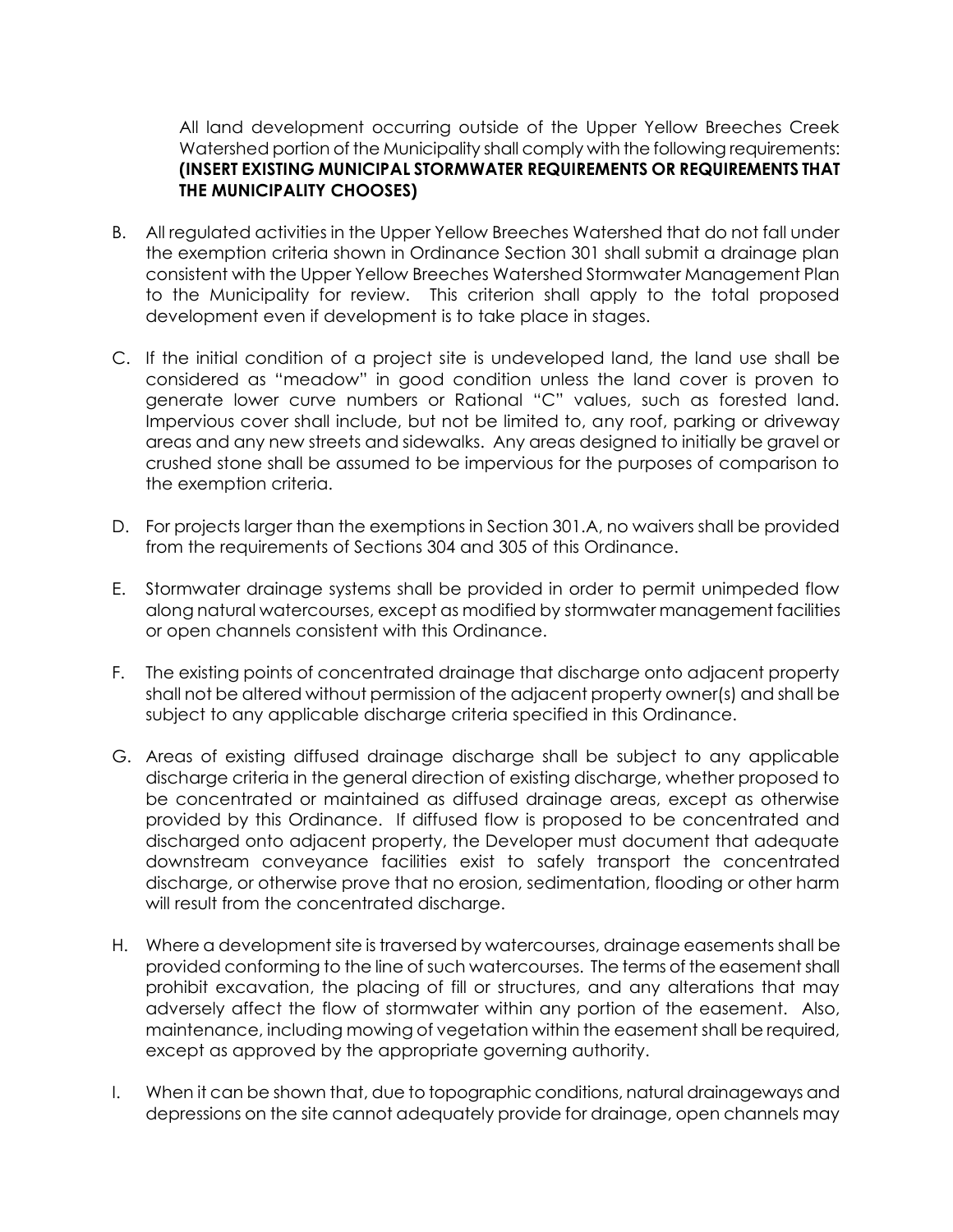All land development occurring outside of the Upper Yellow Breeches Creek Watershed portion of the Municipality shall comply with the following requirements: **(INSERT EXISTING MUNICIPAL STORMWATER REQUIREMENTS OR REQUIREMENTS THAT THE MUNICIPALITY CHOOSES)**

B. All regulated activities in the Upper Yellow Breeches Watershed that do not fall under the exemption criteria shown in Ordinance Section 301 shall submit a drainage plan consistent with the Upper Yellow Breeches Watershed Stormwater Management Plan to the Municipality for review. This criterion shall apply to the total proposed development even if development is to take place in stages.

C. If the initial condition of a project site is undeveloped land, the land use shall be considered as "meadow" in good condition unless the land cover is proven to generate lower curve numbers or Rational "C" values, such as forested land. Impervious cover shall include, but not be limited to, any roof, parking or driveway areas and any new streets and sidewalks. Any areas designed to initially be gravel or crushed stone shall be assumed to be impervious for the purposes of comparison to the exemption criteria.

D. For projects larger than the exemptions in Section 301.A, no waivers shall be provided from the requirements of Sections 304 and 305 of this Ordinance.

E. Stormwater drainage systems shall be provided in order to permit unimpeded flow along natural watercourses, except as modified by stormwater management facilities or open channels consistent with this Ordinance.

F. The existing points of concentrated drainage that discharge onto adjacent property shall not be altered without permission of the adjacent property owner(s) and shall be subject to any applicable discharge criteria specified in this Ordinance.

G. Areas of existing diffused drainage discharge shall be subject to any applicable discharge criteria in the general direction of existing discharge, whether proposed to be concentrated or maintained as diffused drainage areas, except as otherwise provided by this Ordinance. If diffused flow is proposed to be concentrated and discharged onto adjacent property, the Developer must document that adequate downstream conveyance facilities exist to safely transport the concentrated discharge, or otherwise prove that no erosion, sedimentation, flooding or other harm will result from the concentrated discharge.

H. Where a development site is traversed by watercourses, drainage easements shall be provided conforming to the line of such watercourses. The terms of the easement shall prohibit excavation, the placing of fill or structures, and any alterations that may adversely affect the flow of stormwater within any portion of the easement. Also, maintenance, including mowing of vegetation within the easement shall be required, except as approved by the appropriate governing authority.

I. When it can be shown that, due to topographic conditions, natural drainageways and depressions on the site cannot adequately provide for drainage, open channels may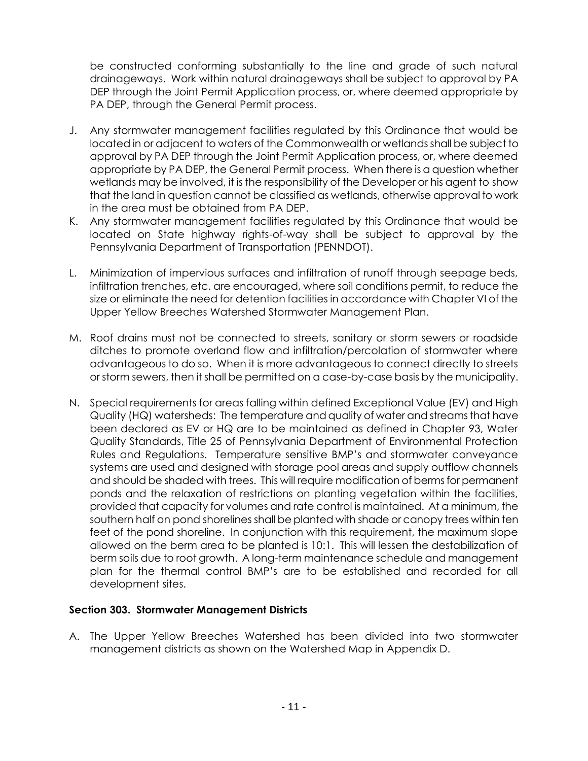be constructed conforming substantially to the line and grade of such natural drainageways. Work within natural drainageways shall be subject to approval by PA DEP through the Joint Permit Application process, or, where deemed appropriate by PA DEP, through the General Permit process.

J. Any stormwater management facilities regulated by this Ordinance that would be located in or adjacent to waters of the Commonwealth or wetlands shall be subject to approval by PA DEP through the Joint Permit Application process, or, where deemed appropriate by PA DEP, the General Permit process. When there is a question whether wetlands may be involved, it is the responsibility of the Developer or his agent to show that the land in question cannot be classified as wetlands, otherwise approval to work in the area must be obtained from PA DEP.

K. Any stormwater management facilities regulated by this Ordinance that would be located on State highway rights-of-way shall be subject to approval by the Pennsylvania Department of Transportation (PENNDOT).

L. Minimization of impervious surfaces and infiltration of runoff through seepage beds, infiltration trenches, etc. are encouraged, where soil conditions permit, to reduce the size or eliminate the need for detention facilities in accordance with Chapter VI of the Upper Yellow Breeches Watershed Stormwater Management Plan.

M. Roof drains must not be connected to streets, sanitary or storm sewers or roadside ditches to promote overland flow and infiltration/percolation of stormwater where advantageous to do so. When it is more advantageous to connect directly to streets or storm sewers, then it shall be permitted on a case-by-case basis by the municipality.

N. Special requirements for areas falling within defined Exceptional Value (EV) and High Quality (HQ) watersheds: The temperature and quality of water and streams that have been declared as EV or HQ are to be maintained as defined in Chapter 93, Water Quality Standards, Title 25 of Pennsylvania Department of Environmental Protection Rules and Regulations. Temperature sensitive BMP's and stormwater conveyance systems are used and designed with storage pool areas and supply outflow channels and should be shaded with trees. This will require modification of berms for permanent ponds and the relaxation of restrictions on planting vegetation within the facilities, provided that capacity for volumes and rate control is maintained. At a minimum, the southern half on pond shorelines shall be planted with shade or canopy trees within ten feet of the pond shoreline. In conjunction with this requirement, the maximum slope allowed on the berm area to be planted is 10:1. This will lessen the destabilization of berm soils due to root growth. A long-term maintenance schedule and management plan for the thermal control BMP's are to be established and recorded for all development sites.

**Section 303. Stormwater Management Districts**

A. The Upper Yellow Breeches Watershed has been divided into two stormwater management districts as shown on the Watershed Map in Appendix D.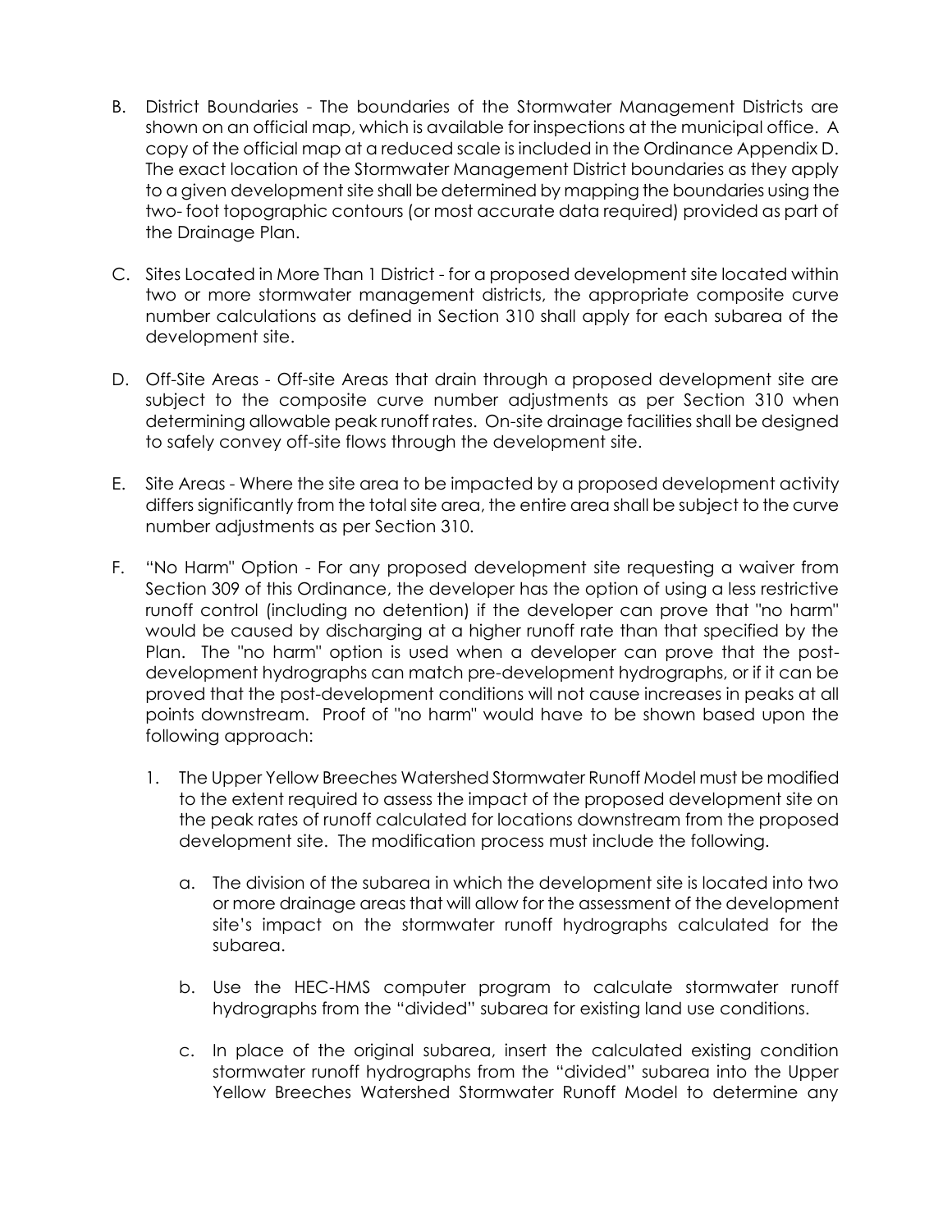B. District Boundaries - The boundaries of the Stormwater Management Districts are shown on an official map, which is available for inspections at the municipal office. A copy of the official map at a reduced scale is included in the Ordinance Appendix D. The exact location of the Stormwater Management District boundaries as they apply to a given development site shall be determined by mapping the boundaries using the two- foot topographic contours (or most accurate data required) provided as part of the Drainage Plan.

C. Sites Located in More Than 1 District - for a proposed development site located within two or more stormwater management districts, the appropriate composite curve number calculations as defined in Section 310 shall apply for each subarea of the development site.

D. Off-Site Areas - Off-site Areas that drain through a proposed development site are subject to the composite curve number adjustments as per Section 310 when determining allowable peak runoff rates. On-site drainage facilities shall be designed to safely convey off-site flows through the development site.

E. Site Areas - Where the site area to be impacted by a proposed development activity differs significantly from the total site area, the entire area shall be subject to the curve number adjustments as per Section 310.

F. "No Harm" Option - For any proposed development site requesting a waiver from Section 309 of this Ordinance, the developer has the option of using a less restrictive runoff control (including no detention) if the developer can prove that "no harm" would be caused by discharging at a higher runoff rate than that specified by the Plan. The "no harm" option is used when a developer can prove that the post-development hydrographs can match pre-development hydrographs, or if it can be proved that the post-development conditions will not cause increases in peaks at all points downstream. Proof of "no harm" would have to be shown based upon the following approach:

   1. The Upper Yellow Breeches Watershed Stormwater Runoff Model must be modified to the extent required to assess the impact of the proposed development site on the peak rates of runoff calculated for locations downstream from the proposed development site. The modification process must include the following.

      a. The division of the subarea in which the development site is located into two or more drainage areas that will allow for the assessment of the development site's impact on the stormwater runoff hydrographs calculated for the subarea.

      b. Use the HEC-HMS computer program to calculate stormwater runoff hydrographs from the "divided" subarea for existing land use conditions.

      c. In place of the original subarea, insert the calculated existing condition stormwater runoff hydrographs from the "divided" subarea into the Upper Yellow Breeches Watershed Stormwater Runoff Model to determine any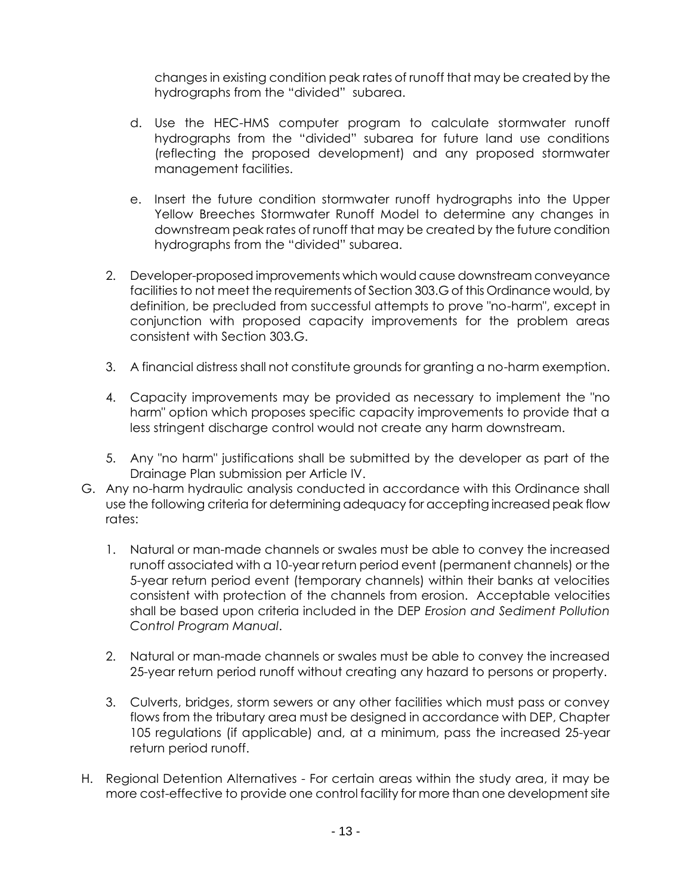changes in existing condition peak rates of runoff that may be created by the hydrographs from the "divided" subarea.

   d. Use the HEC-HMS computer program to calculate stormwater runoff hydrographs from the "divided" subarea for future land use conditions (reflecting the proposed development) and any proposed stormwater management facilities.

   e. Insert the future condition stormwater runoff hydrographs into the Upper Yellow Breeches Stormwater Runoff Model to determine any changes in downstream peak rates of runoff that may be created by the future condition hydrographs from the "divided" subarea.

2. Developer-proposed improvements which would cause downstream conveyance facilities to not meet the requirements of Section 303.G of this Ordinance would, by definition, be precluded from successful attempts to prove "no-harm", except in conjunction with proposed capacity improvements for the problem areas consistent with Section 303.G.

3. A financial distress shall not constitute grounds for granting a no-harm exemption.

4. Capacity improvements may be provided as necessary to implement the "no harm" option which proposes specific capacity improvements to provide that a less stringent discharge control would not create any harm downstream.

5. Any "no harm" justifications shall be submitted by the developer as part of the Drainage Plan submission per Article IV.

G. Any no-harm hydraulic analysis conducted in accordance with this Ordinance shall use the following criteria for determining adequacy for accepting increased peak flow rates:

   1. Natural or man-made channels or swales must be able to convey the increased runoff associated with a 10-year return period event (permanent channels) or the 5-year return period event (temporary channels) within their banks at velocities consistent with protection of the channels from erosion. Acceptable velocities shall be based upon criteria included in the DEP *Erosion and Sediment Pollution Control Program Manual*.

   2. Natural or man-made channels or swales must be able to convey the increased 25-year return period runoff without creating any hazard to persons or property.

   3. Culverts, bridges, storm sewers or any other facilities which must pass or convey flows from the tributary area must be designed in accordance with DEP, Chapter 105 regulations (if applicable) and, at a minimum, pass the increased 25-year return period runoff.

H. Regional Detention Alternatives - For certain areas within the study area, it may be more cost-effective to provide one control facility for more than one development site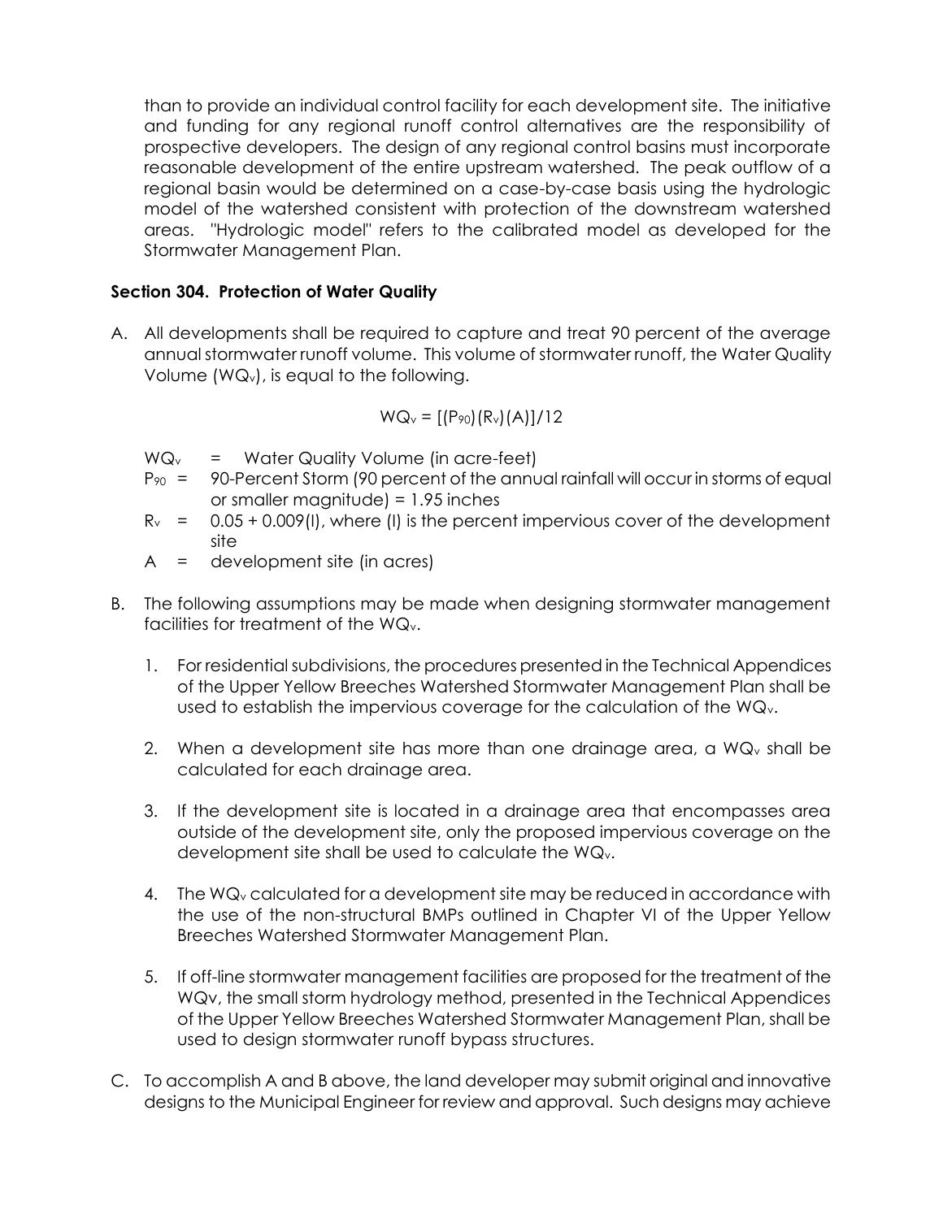than to provide an individual control facility for each development site. The initiative and funding for any regional runoff control alternatives are the responsibility of prospective developers. The design of any regional control basins must incorporate reasonable development of the entire upstream watershed. The peak outflow of a regional basin would be determined on a case-by-case basis using the hydrologic model of the watershed consistent with protection of the downstream watershed areas. "Hydrologic model" refers to the calibrated model as developed for the Stormwater Management Plan.

### Section 304. Protection of Water Quality

A. All developments shall be required to capture and treat 90 percent of the average annual stormwater runoff volume. This volume of stormwater runoff, the Water Quality Volume ($WQ_v$), is equal to the following.

$$WQ_v = [(P_{90})(R_v)(A)]/12$$

$WQ_v$ = Water Quality Volume (in acre-feet)

$P_{90}$ = 90-Percent Storm (90 percent of the annual rainfall will occur in storms of equal or smaller magnitude) = 1.95 inches

$R_v$ = 0.05 + 0.009(I), where (I) is the percent impervious cover of the development site

A = development site (in acres)

B. The following assumptions may be made when designing stormwater management facilities for treatment of the $WQ_v$.

   1. For residential subdivisions, the procedures presented in the Technical Appendices of the Upper Yellow Breeches Watershed Stormwater Management Plan shall be used to establish the impervious coverage for the calculation of the $WQ_v$.

   2. When a development site has more than one drainage area, a $WQ_v$ shall be calculated for each drainage area.

   3. If the development site is located in a drainage area that encompasses area outside of the development site, only the proposed impervious coverage on the development site shall be used to calculate the $WQ_v$.

   4. The $WQ_v$ calculated for a development site may be reduced in accordance with the use of the non-structural BMPs outlined in Chapter VI of the Upper Yellow Breeches Watershed Stormwater Management Plan.

   5. If off-line stormwater management facilities are proposed for the treatment of the WQv, the small storm hydrology method, presented in the Technical Appendices of the Upper Yellow Breeches Watershed Stormwater Management Plan, shall be used to design stormwater runoff bypass structures.

C. To accomplish A and B above, the land developer may submit original and innovative designs to the Municipal Engineer for review and approval. Such designs may achieve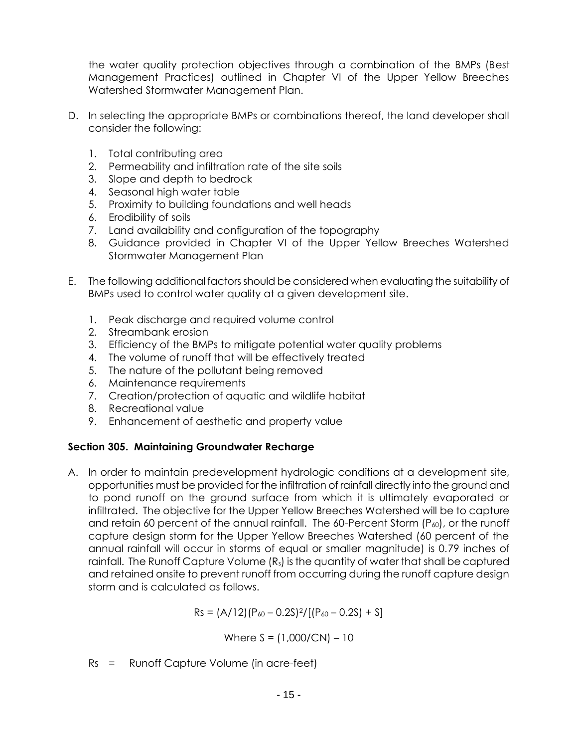the water quality protection objectives through a combination of the BMPs (Best Management Practices) outlined in Chapter VI of the Upper Yellow Breeches Watershed Stormwater Management Plan.

D. In selecting the appropriate BMPs or combinations thereof, the land developer shall consider the following:

   1. Total contributing area
   2. Permeability and infiltration rate of the site soils
   3. Slope and depth to bedrock
   4. Seasonal high water table
   5. Proximity to building foundations and well heads
   6. Erodibility of soils
   7. Land availability and configuration of the topography
   8. Guidance provided in Chapter VI of the Upper Yellow Breeches Watershed Stormwater Management Plan

E. The following additional factors should be considered when evaluating the suitability of BMPs used to control water quality at a given development site.

   1. Peak discharge and required volume control
   2. Streambank erosion
   3. Efficiency of the BMPs to mitigate potential water quality problems
   4. The volume of runoff that will be effectively treated
   5. The nature of the pollutant being removed
   6. Maintenance requirements
   7. Creation/protection of aquatic and wildlife habitat
   8. Recreational value
   9. Enhancement of aesthetic and property value

**Section 305. Maintaining Groundwater Recharge**

A. In order to maintain predevelopment hydrologic conditions at a development site, opportunities must be provided for the infiltration of rainfall directly into the ground and to pond runoff on the ground surface from which it is ultimately evaporated or infiltrated. The objective for the Upper Yellow Breeches Watershed will be to capture and retain 60 percent of the annual rainfall. The 60-Percent Storm ($P_{60}$), or the runoff capture design storm for the Upper Yellow Breeches Watershed (60 percent of the annual rainfall will occur in storms of equal or smaller magnitude) is 0.79 inches of rainfall. The Runoff Capture Volume ($R_s$) is the quantity of water that shall be captured and retained onsite to prevent runoff from occurring during the runoff capture design storm and is calculated as follows.

$$Rs = (A/12)(P_{60} - 0.2S)^2/[(P_{60} - 0.2S) + S]$$

$$\text{Where } S = (1{,}000/CN) - 10$$

Rs = Runoff Capture Volume (in acre-feet)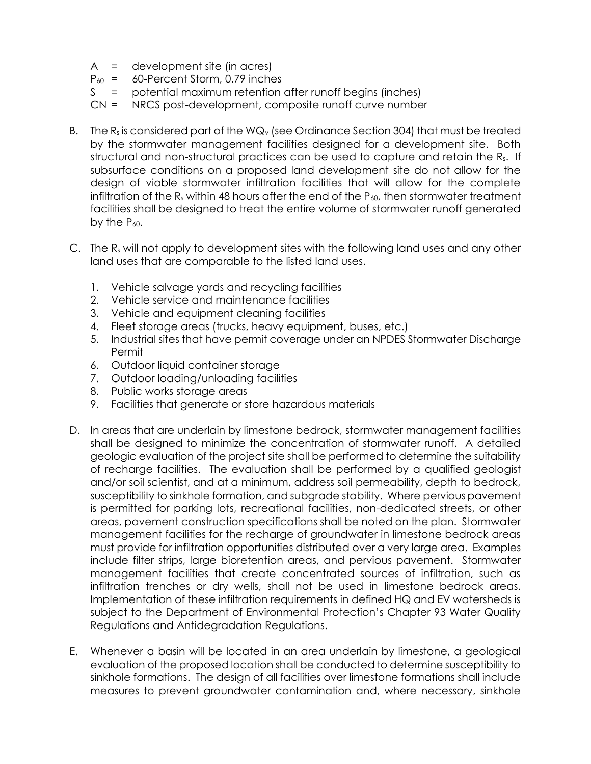$A$ = development site (in acres)

$P_{60}$ = 60-Percent Storm, 0.79 inches

$S$ = potential maximum retention after runoff begins (inches)

$CN$ = NRCS post-development, composite runoff curve number

B. The $R_s$ is considered part of the $WQ_v$ (see Ordinance Section 304) that must be treated by the stormwater management facilities designed for a development site. Both structural and non-structural practices can be used to capture and retain the $R_s$. If subsurface conditions on a proposed land development site do not allow for the design of viable stormwater infiltration facilities that will allow for the complete infiltration of the $R_s$ within 48 hours after the end of the $P_{60}$, then stormwater treatment facilities shall be designed to treat the entire volume of stormwater runoff generated by the $P_{60}$.

C. The $R_s$ will not apply to development sites with the following land uses and any other land uses that are comparable to the listed land uses.

1. Vehicle salvage yards and recycling facilities
2. Vehicle service and maintenance facilities
3. Vehicle and equipment cleaning facilities
4. Fleet storage areas (trucks, heavy equipment, buses, etc.)
5. Industrial sites that have permit coverage under an NPDES Stormwater Discharge Permit
6. Outdoor liquid container storage
7. Outdoor loading/unloading facilities
8. Public works storage areas
9. Facilities that generate or store hazardous materials

D. In areas that are underlain by limestone bedrock, stormwater management facilities shall be designed to minimize the concentration of stormwater runoff. A detailed geologic evaluation of the project site shall be performed to determine the suitability of recharge facilities. The evaluation shall be performed by a qualified geologist and/or soil scientist, and at a minimum, address soil permeability, depth to bedrock, susceptibility to sinkhole formation, and subgrade stability. Where pervious pavement is permitted for parking lots, recreational facilities, non-dedicated streets, or other areas, pavement construction specifications shall be noted on the plan. Stormwater management facilities for the recharge of groundwater in limestone bedrock areas must provide for infiltration opportunities distributed over a very large area. Examples include filter strips, large bioretention areas, and pervious pavement. Stormwater management facilities that create concentrated sources of infiltration, such as infiltration trenches or dry wells, shall not be used in limestone bedrock areas. Implementation of these infiltration requirements in defined HQ and EV watersheds is subject to the Department of Environmental Protection's Chapter 93 Water Quality Regulations and Antidegradation Regulations.

E. Whenever a basin will be located in an area underlain by limestone, a geological evaluation of the proposed location shall be conducted to determine susceptibility to sinkhole formations. The design of all facilities over limestone formations shall include measures to prevent groundwater contamination and, where necessary, sinkhole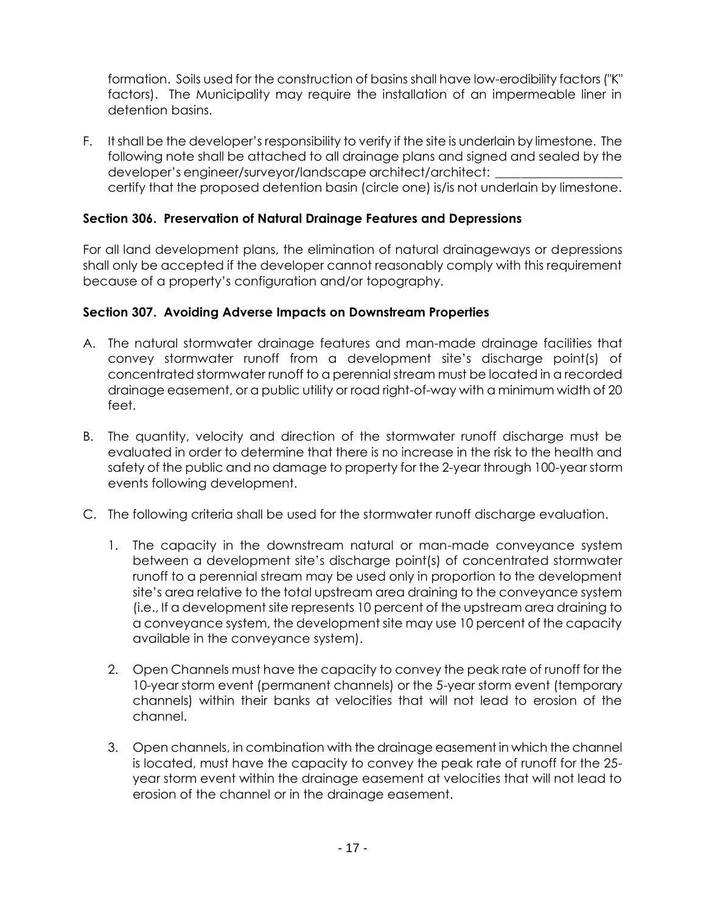formation. Soils used for the construction of basins shall have low-erodibility factors ("K" factors). The Municipality may require the installation of an impermeable liner in detention basins.

F. It shall be the developer's responsibility to verify if the site is underlain by limestone. The following note shall be attached to all drainage plans and signed and sealed by the developer's engineer/surveyor/landscape architect/architect: ___________________ certify that the proposed detention basin (circle one) is/is not underlain by limestone.

### Section 306. Preservation of Natural Drainage Features and Depressions

For all land development plans, the elimination of natural drainageways or depressions shall only be accepted if the developer cannot reasonably comply with this requirement because of a property's configuration and/or topography.

### Section 307. Avoiding Adverse Impacts on Downstream Properties

A. The natural stormwater drainage features and man-made drainage facilities that convey stormwater runoff from a development site's discharge point(s) of concentrated stormwater runoff to a perennial stream must be located in a recorded drainage easement, or a public utility or road right-of-way with a minimum width of 20 feet.

B. The quantity, velocity and direction of the stormwater runoff discharge must be evaluated in order to determine that there is no increase in the risk to the health and safety of the public and no damage to property for the 2-year through 100-year storm events following development.

C. The following criteria shall be used for the stormwater runoff discharge evaluation.

   1. The capacity in the downstream natural or man-made conveyance system between a development site's discharge point(s) of concentrated stormwater runoff to a perennial stream may be used only in proportion to the development site's area relative to the total upstream area draining to the conveyance system (i.e., If a development site represents 10 percent of the upstream area draining to a conveyance system, the development site may use 10 percent of the capacity available in the conveyance system).

   2. Open Channels must have the capacity to convey the peak rate of runoff for the 10-year storm event (permanent channels) or the 5-year storm event (temporary channels) within their banks at velocities that will not lead to erosion of the channel.

   3. Open channels, in combination with the drainage easement in which the channel is located, must have the capacity to convey the peak rate of runoff for the 25-year storm event within the drainage easement at velocities that will not lead to erosion of the channel or in the drainage easement.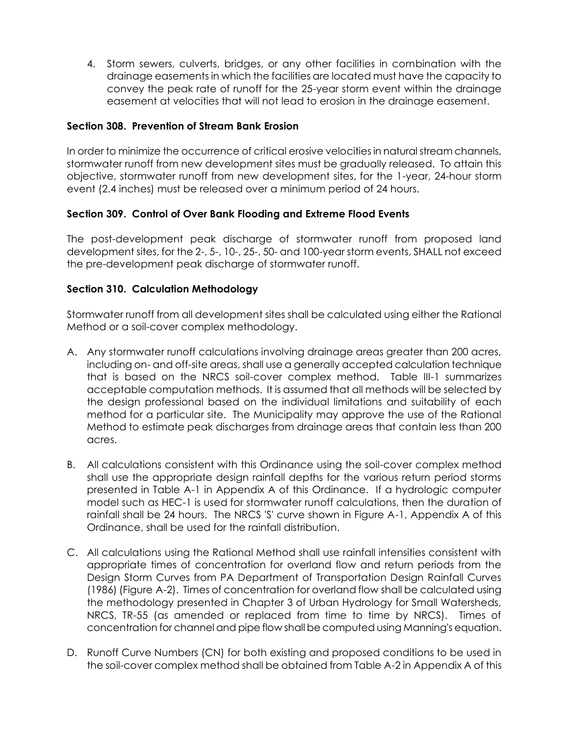4. Storm sewers, culverts, bridges, or any other facilities in combination with the drainage easements in which the facilities are located must have the capacity to convey the peak rate of runoff for the 25-year storm event within the drainage easement at velocities that will not lead to erosion in the drainage easement.

**Section 308. Prevention of Stream Bank Erosion**

In order to minimize the occurrence of critical erosive velocities in natural stream channels, stormwater runoff from new development sites must be gradually released. To attain this objective, stormwater runoff from new development sites, for the 1-year, 24-hour storm event (2.4 inches) must be released over a minimum period of 24 hours.

**Section 309. Control of Over Bank Flooding and Extreme Flood Events**

The post-development peak discharge of stormwater runoff from proposed land development sites, for the 2-, 5-, 10-, 25-, 50- and 100-year storm events, SHALL not exceed the pre-development peak discharge of stormwater runoff.

**Section 310. Calculation Methodology**

Stormwater runoff from all development sites shall be calculated using either the Rational Method or a soil-cover complex methodology.

A. Any stormwater runoff calculations involving drainage areas greater than 200 acres, including on- and off-site areas, shall use a generally accepted calculation technique that is based on the NRCS soil-cover complex method. Table III-1 summarizes acceptable computation methods. It is assumed that all methods will be selected by the design professional based on the individual limitations and suitability of each method for a particular site. The Municipality may approve the use of the Rational Method to estimate peak discharges from drainage areas that contain less than 200 acres.

B. All calculations consistent with this Ordinance using the soil-cover complex method shall use the appropriate design rainfall depths for the various return period storms presented in Table A-1 in Appendix A of this Ordinance. If a hydrologic computer model such as HEC-1 is used for stormwater runoff calculations, then the duration of rainfall shall be 24 hours. The NRCS 'S' curve shown in Figure A-1, Appendix A of this Ordinance, shall be used for the rainfall distribution.

C. All calculations using the Rational Method shall use rainfall intensities consistent with appropriate times of concentration for overland flow and return periods from the Design Storm Curves from PA Department of Transportation Design Rainfall Curves (1986) (Figure A-2). Times of concentration for overland flow shall be calculated using the methodology presented in Chapter 3 of Urban Hydrology for Small Watersheds, NRCS, TR-55 (as amended or replaced from time to time by NRCS). Times of concentration for channel and pipe flow shall be computed using Manning's equation.

D. Runoff Curve Numbers (CN) for both existing and proposed conditions to be used in the soil-cover complex method shall be obtained from Table A-2 in Appendix A of this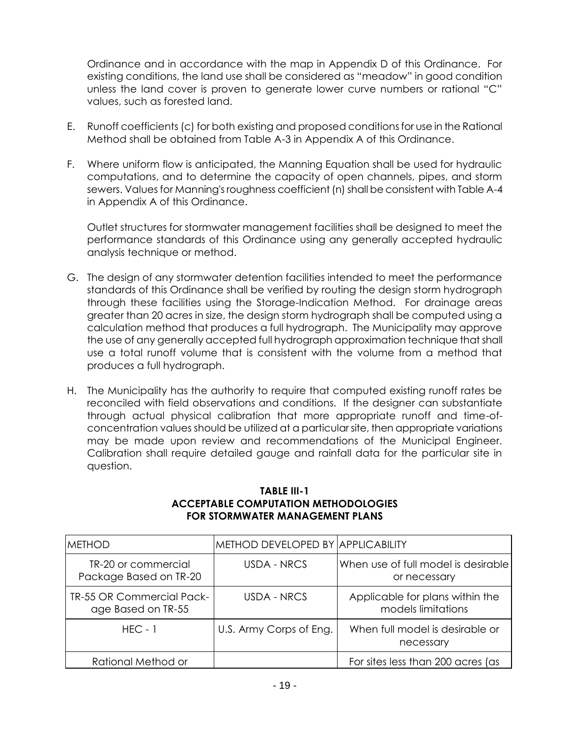Ordinance and in accordance with the map in Appendix D of this Ordinance. For existing conditions, the land use shall be considered as "meadow" in good condition unless the land cover is proven to generate lower curve numbers or rational "C" values, such as forested land.

E. Runoff coefficients (c) for both existing and proposed conditions for use in the Rational Method shall be obtained from Table A-3 in Appendix A of this Ordinance.

F. Where uniform flow is anticipated, the Manning Equation shall be used for hydraulic computations, and to determine the capacity of open channels, pipes, and storm sewers. Values for Manning's roughness coefficient (n) shall be consistent with Table A-4 in Appendix A of this Ordinance.

   Outlet structures for stormwater management facilities shall be designed to meet the performance standards of this Ordinance using any generally accepted hydraulic analysis technique or method.

G. The design of any stormwater detention facilities intended to meet the performance standards of this Ordinance shall be verified by routing the design storm hydrograph through these facilities using the Storage-Indication Method. For drainage areas greater than 20 acres in size, the design storm hydrograph shall be computed using a calculation method that produces a full hydrograph. The Municipality may approve the use of any generally accepted full hydrograph approximation technique that shall use a total runoff volume that is consistent with the volume from a method that produces a full hydrograph.

H. The Municipality has the authority to require that computed existing runoff rates be reconciled with field observations and conditions. If the designer can substantiate through actual physical calibration that more appropriate runoff and time-of-concentration values should be utilized at a particular site, then appropriate variations may be made upon review and recommendations of the Municipal Engineer. Calibration shall require detailed gauge and rainfall data for the particular site in question.

**TABLE III-1**
**ACCEPTABLE COMPUTATION METHODOLOGIES**
**FOR STORMWATER MANAGEMENT PLANS**

| METHOD | METHOD DEVELOPED BY | APPLICABILITY |
|---|---|---|
| TR-20 or commercial Package Based on TR-20 | USDA - NRCS | When use of full model is desirable or necessary |
| TR-55 OR Commercial Package Based on TR-55 | USDA - NRCS | Applicable for plans within the models limitations |
| HEC - 1 | U.S. Army Corps of Eng. | When full model is desirable or necessary |
| Rational Method or | | For sites less than 200 acres (as |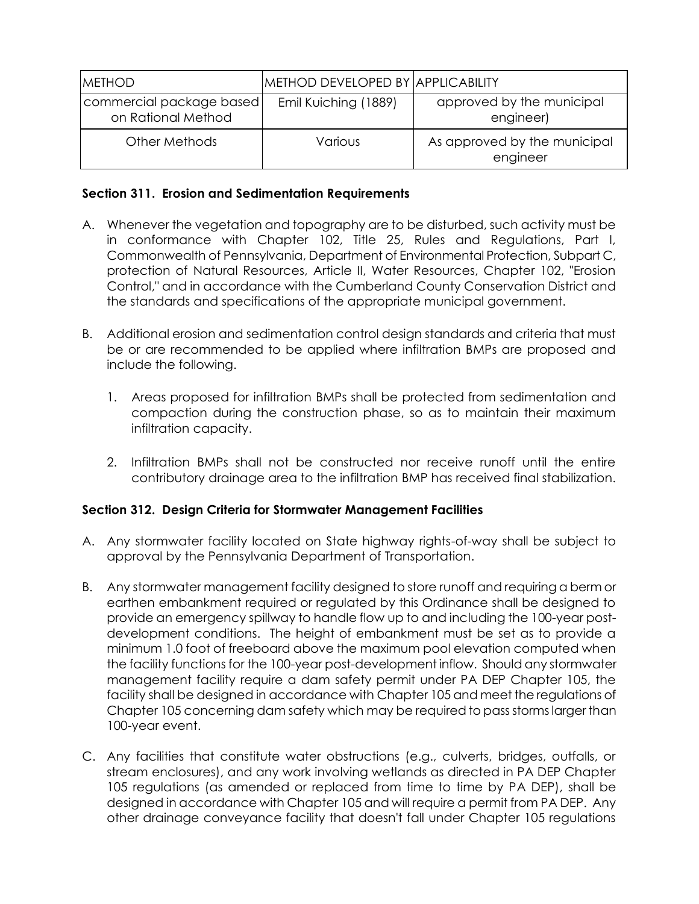| METHOD | METHOD DEVELOPED BY | APPLICABILITY |
|---|---|---|
| commercial package based on Rational Method | Emil Kuiching (1889) | approved by the municipal engineer) |
| Other Methods | Various | As approved by the municipal engineer |

### Section 311. Erosion and Sedimentation Requirements

A. Whenever the vegetation and topography are to be disturbed, such activity must be in conformance with Chapter 102, Title 25, Rules and Regulations, Part I, Commonwealth of Pennsylvania, Department of Environmental Protection, Subpart C, protection of Natural Resources, Article II, Water Resources, Chapter 102, "Erosion Control," and in accordance with the Cumberland County Conservation District and the standards and specifications of the appropriate municipal government.

B. Additional erosion and sedimentation control design standards and criteria that must be or are recommended to be applied where infiltration BMPs are proposed and include the following.

   1. Areas proposed for infiltration BMPs shall be protected from sedimentation and compaction during the construction phase, so as to maintain their maximum infiltration capacity.

   2. Infiltration BMPs shall not be constructed nor receive runoff until the entire contributory drainage area to the infiltration BMP has received final stabilization.

### Section 312. Design Criteria for Stormwater Management Facilities

A. Any stormwater facility located on State highway rights-of-way shall be subject to approval by the Pennsylvania Department of Transportation.

B. Any stormwater management facility designed to store runoff and requiring a berm or earthen embankment required or regulated by this Ordinance shall be designed to provide an emergency spillway to handle flow up to and including the 100-year post-development conditions. The height of embankment must be set as to provide a minimum 1.0 foot of freeboard above the maximum pool elevation computed when the facility functions for the 100-year post-development inflow. Should any stormwater management facility require a dam safety permit under PA DEP Chapter 105, the facility shall be designed in accordance with Chapter 105 and meet the regulations of Chapter 105 concerning dam safety which may be required to pass storms larger than 100-year event.

C. Any facilities that constitute water obstructions (e.g., culverts, bridges, outfalls, or stream enclosures), and any work involving wetlands as directed in PA DEP Chapter 105 regulations (as amended or replaced from time to time by PA DEP), shall be designed in accordance with Chapter 105 and will require a permit from PA DEP. Any other drainage conveyance facility that doesn't fall under Chapter 105 regulations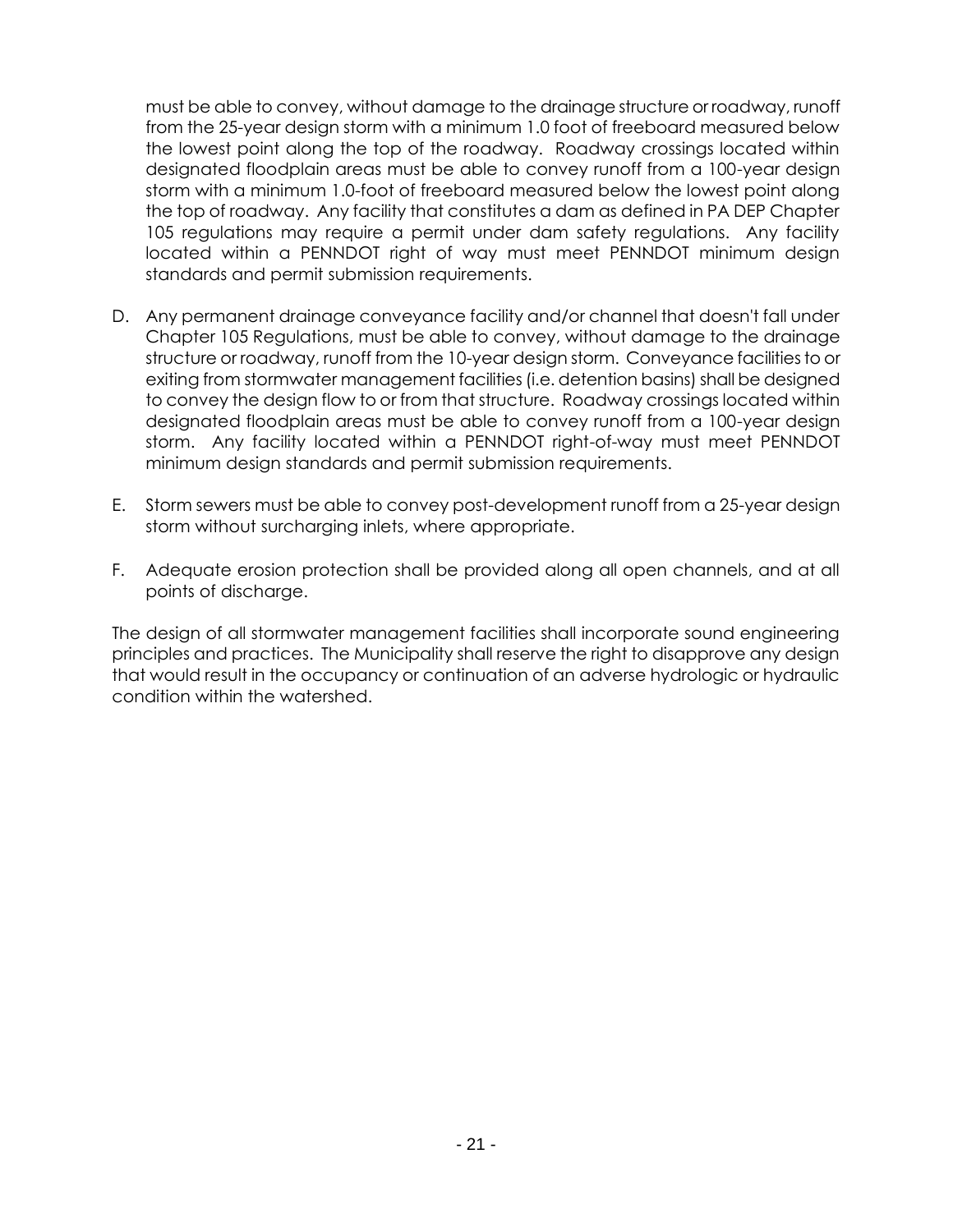must be able to convey, without damage to the drainage structure or roadway, runoff from the 25-year design storm with a minimum 1.0 foot of freeboard measured below the lowest point along the top of the roadway. Roadway crossings located within designated floodplain areas must be able to convey runoff from a 100-year design storm with a minimum 1.0-foot of freeboard measured below the lowest point along the top of roadway. Any facility that constitutes a dam as defined in PA DEP Chapter 105 regulations may require a permit under dam safety regulations. Any facility located within a PENNDOT right of way must meet PENNDOT minimum design standards and permit submission requirements.

D. Any permanent drainage conveyance facility and/or channel that doesn't fall under Chapter 105 Regulations, must be able to convey, without damage to the drainage structure or roadway, runoff from the 10-year design storm. Conveyance facilities to or exiting from stormwater management facilities (i.e. detention basins) shall be designed to convey the design flow to or from that structure. Roadway crossings located within designated floodplain areas must be able to convey runoff from a 100-year design storm. Any facility located within a PENNDOT right-of-way must meet PENNDOT minimum design standards and permit submission requirements.

E. Storm sewers must be able to convey post-development runoff from a 25-year design storm without surcharging inlets, where appropriate.

F. Adequate erosion protection shall be provided along all open channels, and at all points of discharge.

The design of all stormwater management facilities shall incorporate sound engineering principles and practices. The Municipality shall reserve the right to disapprove any design that would result in the occupancy or continuation of an adverse hydrologic or hydraulic condition within the watershed.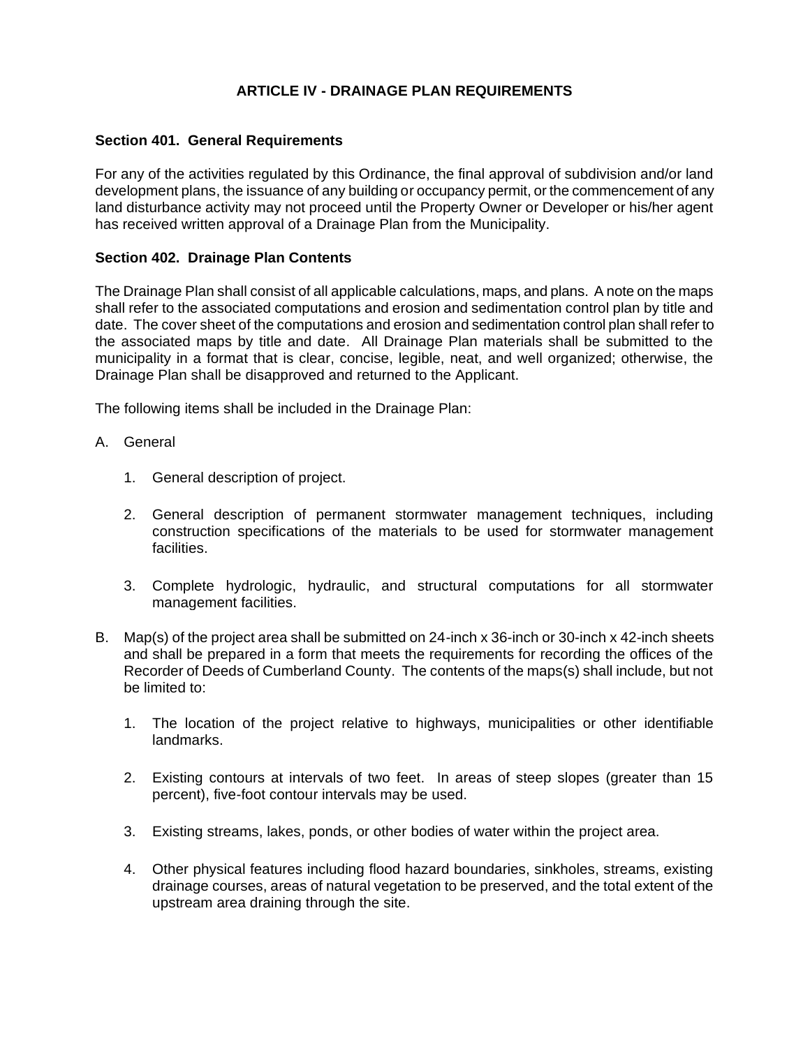# ARTICLE IV - DRAINAGE PLAN REQUIREMENTS

## Section 401. General Requirements

For any of the activities regulated by this Ordinance, the final approval of subdivision and/or land development plans, the issuance of any building or occupancy permit, or the commencement of any land disturbance activity may not proceed until the Property Owner or Developer or his/her agent has received written approval of a Drainage Plan from the Municipality.

## Section 402. Drainage Plan Contents

The Drainage Plan shall consist of all applicable calculations, maps, and plans. A note on the maps shall refer to the associated computations and erosion and sedimentation control plan by title and date. The cover sheet of the computations and erosion and sedimentation control plan shall refer to the associated maps by title and date. All Drainage Plan materials shall be submitted to the municipality in a format that is clear, concise, legible, neat, and well organized; otherwise, the Drainage Plan shall be disapproved and returned to the Applicant.

The following items shall be included in the Drainage Plan:

A. General

   1. General description of project.

   2. General description of permanent stormwater management techniques, including construction specifications of the materials to be used for stormwater management facilities.

   3. Complete hydrologic, hydraulic, and structural computations for all stormwater management facilities.

B. Map(s) of the project area shall be submitted on 24-inch x 36-inch or 30-inch x 42-inch sheets and shall be prepared in a form that meets the requirements for recording the offices of the Recorder of Deeds of Cumberland County. The contents of the maps(s) shall include, but not be limited to:

   1. The location of the project relative to highways, municipalities or other identifiable landmarks.

   2. Existing contours at intervals of two feet. In areas of steep slopes (greater than 15 percent), five-foot contour intervals may be used.

   3. Existing streams, lakes, ponds, or other bodies of water within the project area.

   4. Other physical features including flood hazard boundaries, sinkholes, streams, existing drainage courses, areas of natural vegetation to be preserved, and the total extent of the upstream area draining through the site.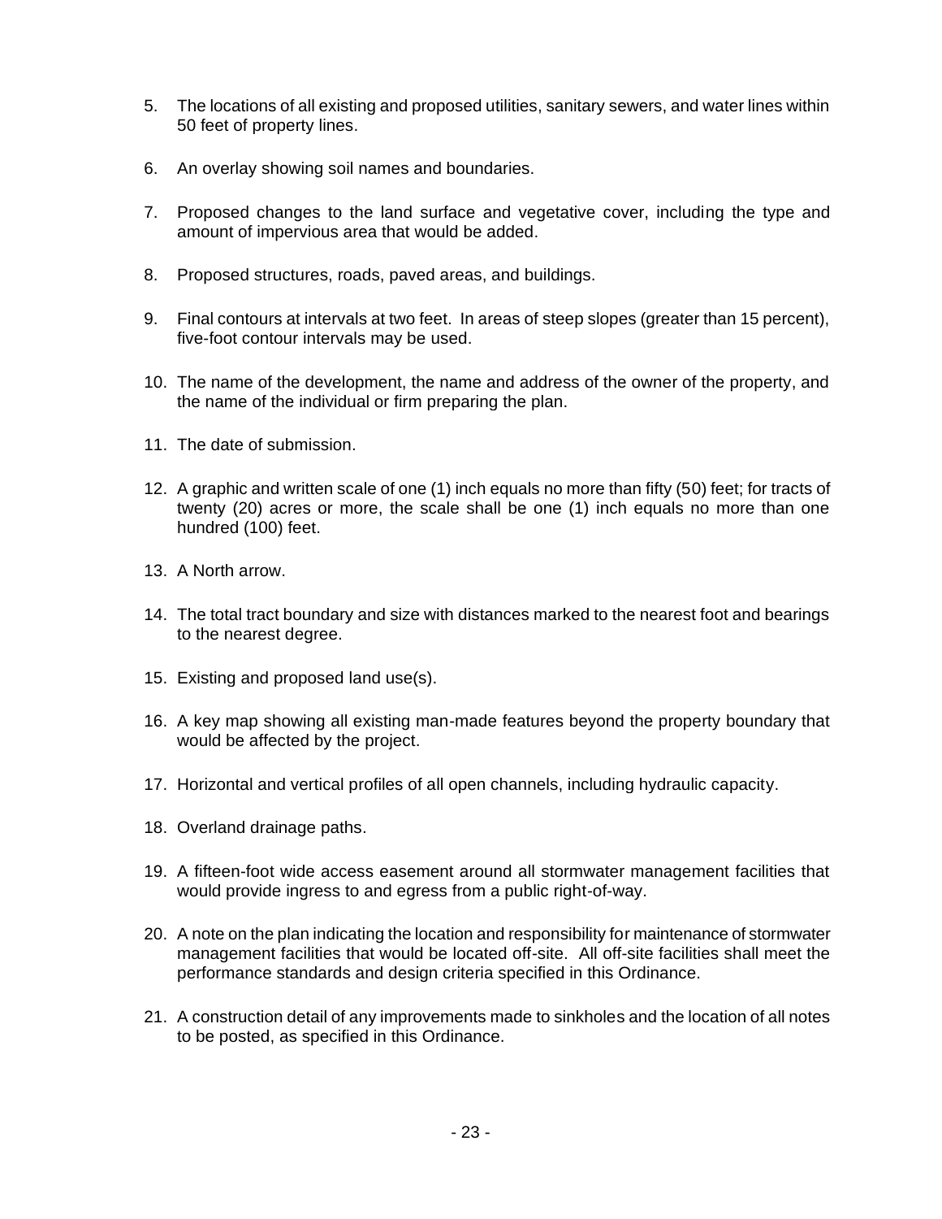5. The locations of all existing and proposed utilities, sanitary sewers, and water lines within 50 feet of property lines.

6. An overlay showing soil names and boundaries.

7. Proposed changes to the land surface and vegetative cover, including the type and amount of impervious area that would be added.

8. Proposed structures, roads, paved areas, and buildings.

9. Final contours at intervals at two feet. In areas of steep slopes (greater than 15 percent), five-foot contour intervals may be used.

10. The name of the development, the name and address of the owner of the property, and the name of the individual or firm preparing the plan.

11. The date of submission.

12. A graphic and written scale of one (1) inch equals no more than fifty (50) feet; for tracts of twenty (20) acres or more, the scale shall be one (1) inch equals no more than one hundred (100) feet.

13. A North arrow.

14. The total tract boundary and size with distances marked to the nearest foot and bearings to the nearest degree.

15. Existing and proposed land use(s).

16. A key map showing all existing man-made features beyond the property boundary that would be affected by the project.

17. Horizontal and vertical profiles of all open channels, including hydraulic capacity.

18. Overland drainage paths.

19. A fifteen-foot wide access easement around all stormwater management facilities that would provide ingress to and egress from a public right-of-way.

20. A note on the plan indicating the location and responsibility for maintenance of stormwater management facilities that would be located off-site. All off-site facilities shall meet the performance standards and design criteria specified in this Ordinance.

21. A construction detail of any improvements made to sinkholes and the location of all notes to be posted, as specified in this Ordinance.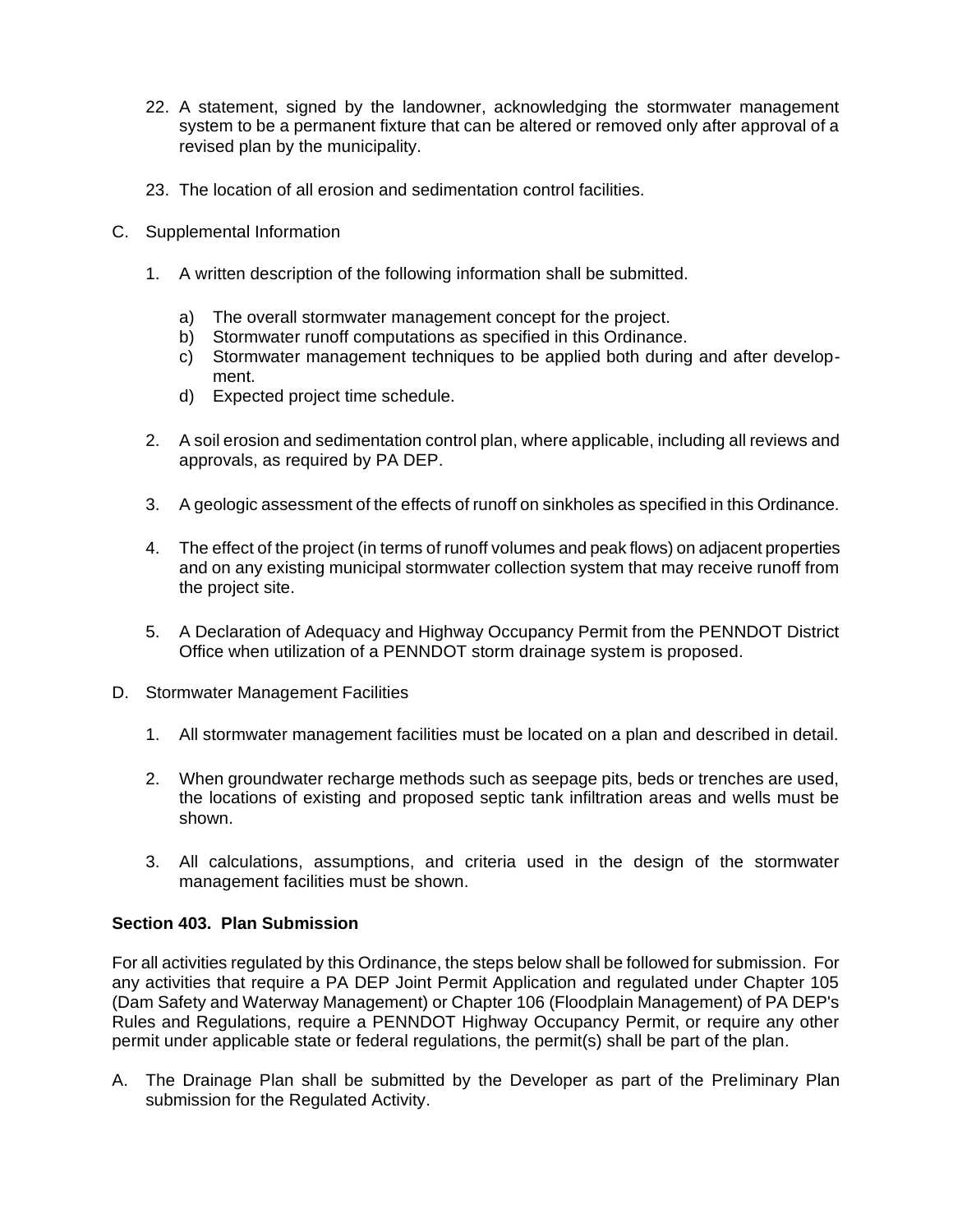22. A statement, signed by the landowner, acknowledging the stormwater management system to be a permanent fixture that can be altered or removed only after approval of a revised plan by the municipality.

23. The location of all erosion and sedimentation control facilities.

C. Supplemental Information

   1. A written description of the following information shall be submitted.

      a) The overall stormwater management concept for the project.
      b) Stormwater runoff computations as specified in this Ordinance.
      c) Stormwater management techniques to be applied both during and after development.
      d) Expected project time schedule.

   2. A soil erosion and sedimentation control plan, where applicable, including all reviews and approvals, as required by PA DEP.

   3. A geologic assessment of the effects of runoff on sinkholes as specified in this Ordinance.

   4. The effect of the project (in terms of runoff volumes and peak flows) on adjacent properties and on any existing municipal stormwater collection system that may receive runoff from the project site.

   5. A Declaration of Adequacy and Highway Occupancy Permit from the PENNDOT District Office when utilization of a PENNDOT storm drainage system is proposed.

D. Stormwater Management Facilities

   1. All stormwater management facilities must be located on a plan and described in detail.

   2. When groundwater recharge methods such as seepage pits, beds or trenches are used, the locations of existing and proposed septic tank infiltration areas and wells must be shown.

   3. All calculations, assumptions, and criteria used in the design of the stormwater management facilities must be shown.

**Section 403. Plan Submission**

For all activities regulated by this Ordinance, the steps below shall be followed for submission. For any activities that require a PA DEP Joint Permit Application and regulated under Chapter 105 (Dam Safety and Waterway Management) or Chapter 106 (Floodplain Management) of PA DEP's Rules and Regulations, require a PENNDOT Highway Occupancy Permit, or require any other permit under applicable state or federal regulations, the permit(s) shall be part of the plan.

A. The Drainage Plan shall be submitted by the Developer as part of the Preliminary Plan submission for the Regulated Activity.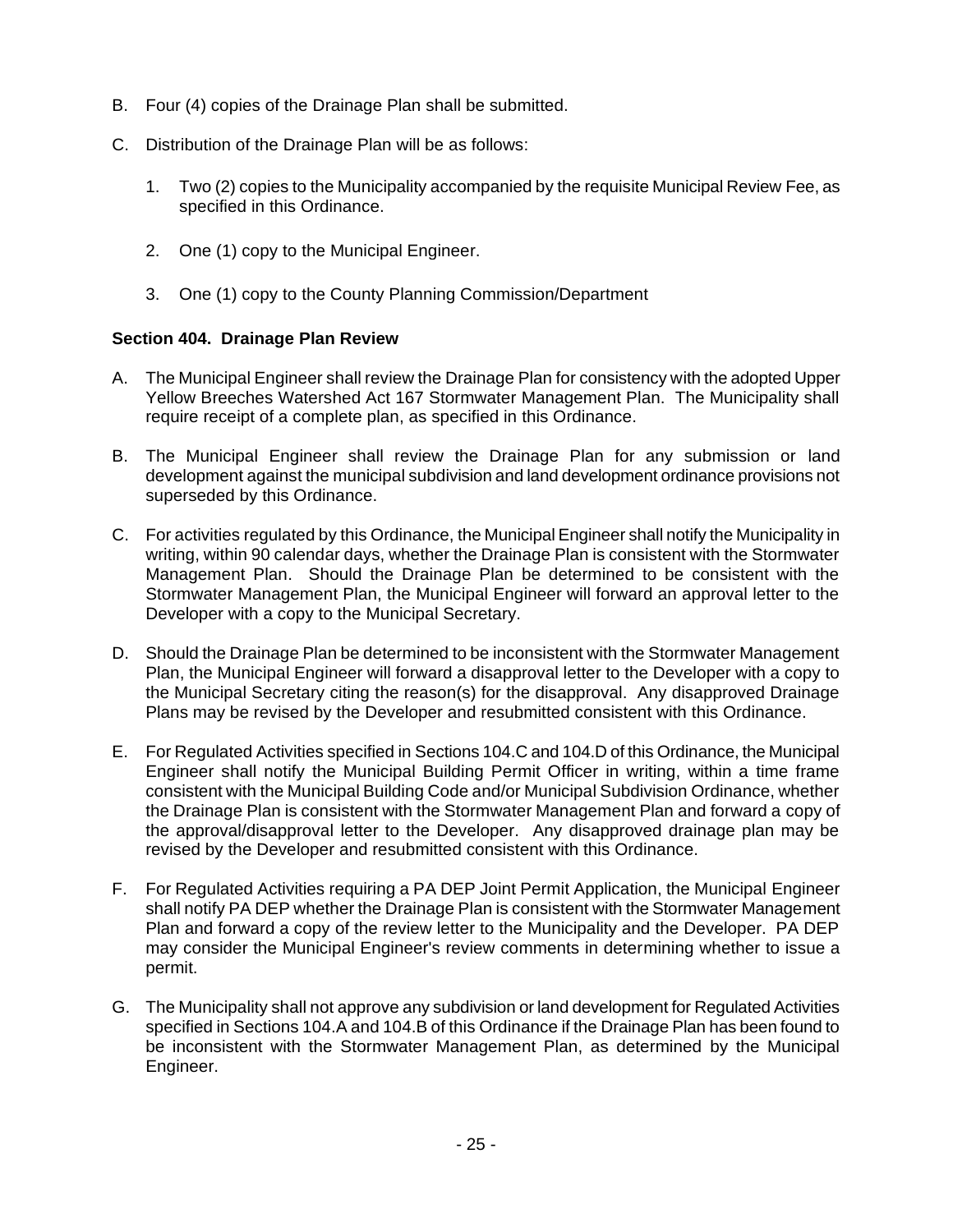B. Four (4) copies of the Drainage Plan shall be submitted.

C. Distribution of the Drainage Plan will be as follows:

   1. Two (2) copies to the Municipality accompanied by the requisite Municipal Review Fee, as specified in this Ordinance.

   2. One (1) copy to the Municipal Engineer.

   3. One (1) copy to the County Planning Commission/Department

**Section 404. Drainage Plan Review**

A. The Municipal Engineer shall review the Drainage Plan for consistency with the adopted Upper Yellow Breeches Watershed Act 167 Stormwater Management Plan. The Municipality shall require receipt of a complete plan, as specified in this Ordinance.

B. The Municipal Engineer shall review the Drainage Plan for any submission or land development against the municipal subdivision and land development ordinance provisions not superseded by this Ordinance.

C. For activities regulated by this Ordinance, the Municipal Engineer shall notify the Municipality in writing, within 90 calendar days, whether the Drainage Plan is consistent with the Stormwater Management Plan. Should the Drainage Plan be determined to be consistent with the Stormwater Management Plan, the Municipal Engineer will forward an approval letter to the Developer with a copy to the Municipal Secretary.

D. Should the Drainage Plan be determined to be inconsistent with the Stormwater Management Plan, the Municipal Engineer will forward a disapproval letter to the Developer with a copy to the Municipal Secretary citing the reason(s) for the disapproval. Any disapproved Drainage Plans may be revised by the Developer and resubmitted consistent with this Ordinance.

E. For Regulated Activities specified in Sections 104.C and 104.D of this Ordinance, the Municipal Engineer shall notify the Municipal Building Permit Officer in writing, within a time frame consistent with the Municipal Building Code and/or Municipal Subdivision Ordinance, whether the Drainage Plan is consistent with the Stormwater Management Plan and forward a copy of the approval/disapproval letter to the Developer. Any disapproved drainage plan may be revised by the Developer and resubmitted consistent with this Ordinance.

F. For Regulated Activities requiring a PA DEP Joint Permit Application, the Municipal Engineer shall notify PA DEP whether the Drainage Plan is consistent with the Stormwater Management Plan and forward a copy of the review letter to the Municipality and the Developer. PA DEP may consider the Municipal Engineer's review comments in determining whether to issue a permit.

G. The Municipality shall not approve any subdivision or land development for Regulated Activities specified in Sections 104.A and 104.B of this Ordinance if the Drainage Plan has been found to be inconsistent with the Stormwater Management Plan, as determined by the Municipal Engineer.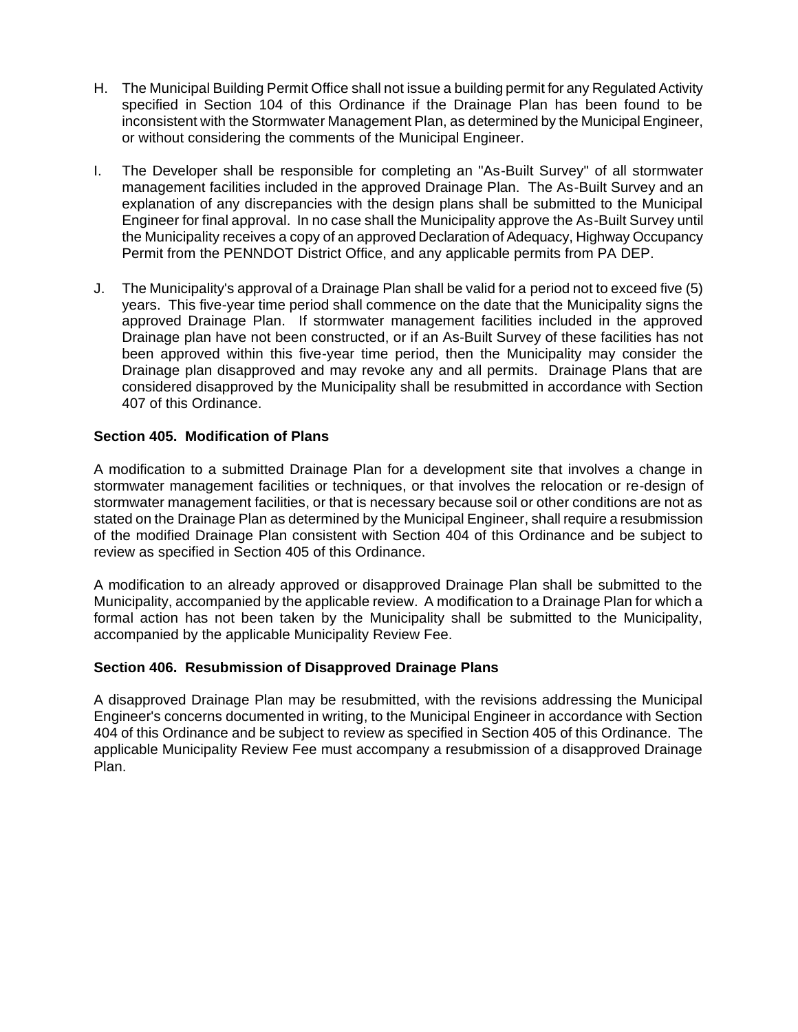H. The Municipal Building Permit Office shall not issue a building permit for any Regulated Activity specified in Section 104 of this Ordinance if the Drainage Plan has been found to be inconsistent with the Stormwater Management Plan, as determined by the Municipal Engineer, or without considering the comments of the Municipal Engineer.

I. The Developer shall be responsible for completing an "As-Built Survey" of all stormwater management facilities included in the approved Drainage Plan. The As-Built Survey and an explanation of any discrepancies with the design plans shall be submitted to the Municipal Engineer for final approval. In no case shall the Municipality approve the As-Built Survey until the Municipality receives a copy of an approved Declaration of Adequacy, Highway Occupancy Permit from the PENNDOT District Office, and any applicable permits from PA DEP.

J. The Municipality's approval of a Drainage Plan shall be valid for a period not to exceed five (5) years. This five-year time period shall commence on the date that the Municipality signs the approved Drainage Plan. If stormwater management facilities included in the approved Drainage plan have not been constructed, or if an As-Built Survey of these facilities has not been approved within this five-year time period, then the Municipality may consider the Drainage plan disapproved and may revoke any and all permits. Drainage Plans that are considered disapproved by the Municipality shall be resubmitted in accordance with Section 407 of this Ordinance.

**Section 405. Modification of Plans**

A modification to a submitted Drainage Plan for a development site that involves a change in stormwater management facilities or techniques, or that involves the relocation or re-design of stormwater management facilities, or that is necessary because soil or other conditions are not as stated on the Drainage Plan as determined by the Municipal Engineer, shall require a resubmission of the modified Drainage Plan consistent with Section 404 of this Ordinance and be subject to review as specified in Section 405 of this Ordinance.

A modification to an already approved or disapproved Drainage Plan shall be submitted to the Municipality, accompanied by the applicable review. A modification to a Drainage Plan for which a formal action has not been taken by the Municipality shall be submitted to the Municipality, accompanied by the applicable Municipality Review Fee.

**Section 406. Resubmission of Disapproved Drainage Plans**

A disapproved Drainage Plan may be resubmitted, with the revisions addressing the Municipal Engineer's concerns documented in writing, to the Municipal Engineer in accordance with Section 404 of this Ordinance and be subject to review as specified in Section 405 of this Ordinance. The applicable Municipality Review Fee must accompany a resubmission of a disapproved Drainage Plan.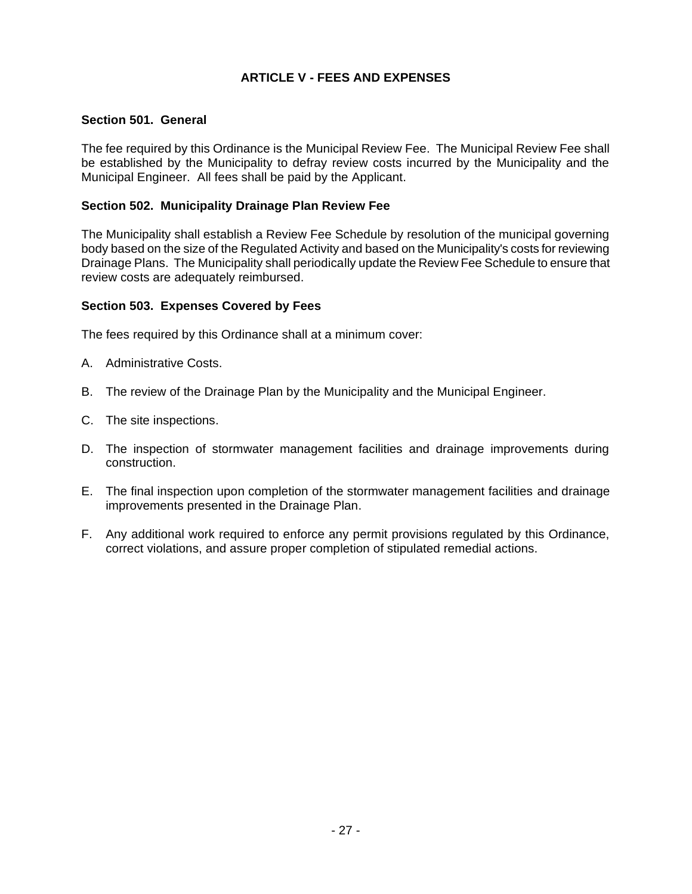# ARTICLE V - FEES AND EXPENSES

## Section 501. General

The fee required by this Ordinance is the Municipal Review Fee. The Municipal Review Fee shall be established by the Municipality to defray review costs incurred by the Municipality and the Municipal Engineer. All fees shall be paid by the Applicant.

## Section 502. Municipality Drainage Plan Review Fee

The Municipality shall establish a Review Fee Schedule by resolution of the municipal governing body based on the size of the Regulated Activity and based on the Municipality's costs for reviewing Drainage Plans. The Municipality shall periodically update the Review Fee Schedule to ensure that review costs are adequately reimbursed.

## Section 503. Expenses Covered by Fees

The fees required by this Ordinance shall at a minimum cover:

A. Administrative Costs.

B. The review of the Drainage Plan by the Municipality and the Municipal Engineer.

C. The site inspections.

D. The inspection of stormwater management facilities and drainage improvements during construction.

E. The final inspection upon completion of the stormwater management facilities and drainage improvements presented in the Drainage Plan.

F. Any additional work required to enforce any permit provisions regulated by this Ordinance, correct violations, and assure proper completion of stipulated remedial actions.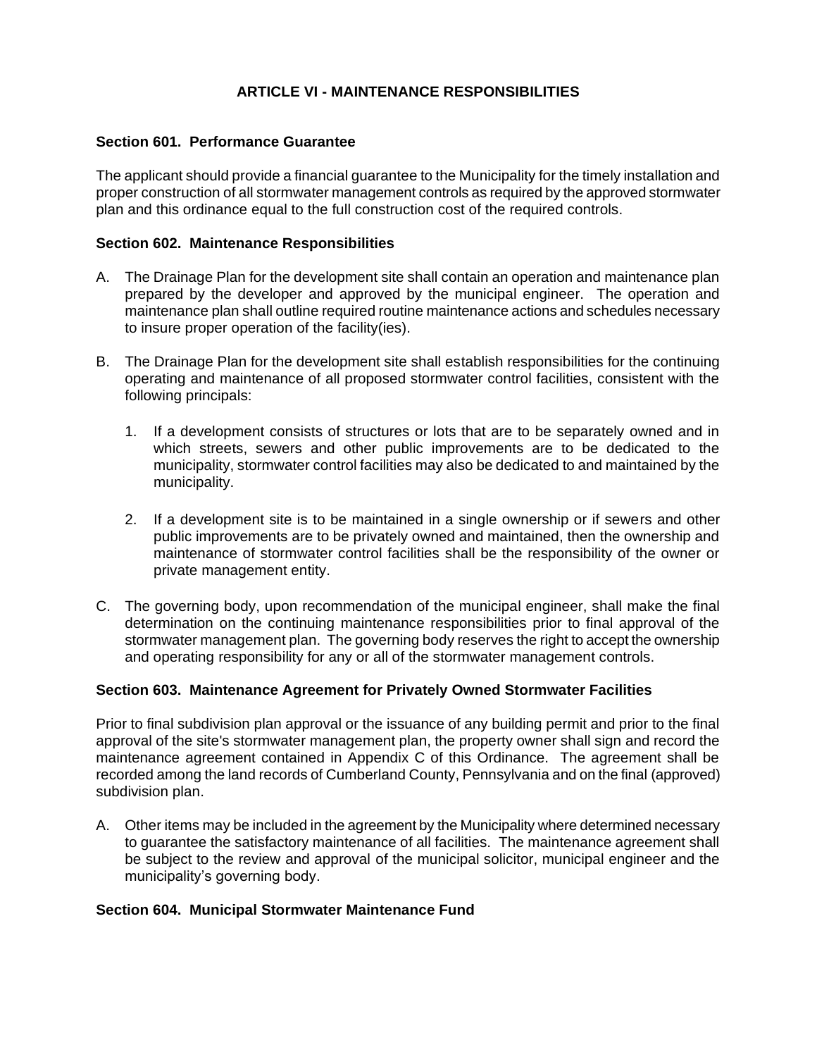# ARTICLE VI - MAINTENANCE RESPONSIBILITIES

### Section 601. Performance Guarantee

The applicant should provide a financial guarantee to the Municipality for the timely installation and proper construction of all stormwater management controls as required by the approved stormwater plan and this ordinance equal to the full construction cost of the required controls.

### Section 602. Maintenance Responsibilities

A. The Drainage Plan for the development site shall contain an operation and maintenance plan prepared by the developer and approved by the municipal engineer. The operation and maintenance plan shall outline required routine maintenance actions and schedules necessary to insure proper operation of the facility(ies).

B. The Drainage Plan for the development site shall establish responsibilities for the continuing operating and maintenance of all proposed stormwater control facilities, consistent with the following principals:

   1. If a development consists of structures or lots that are to be separately owned and in which streets, sewers and other public improvements are to be dedicated to the municipality, stormwater control facilities may also be dedicated to and maintained by the municipality.

   2. If a development site is to be maintained in a single ownership or if sewers and other public improvements are to be privately owned and maintained, then the ownership and maintenance of stormwater control facilities shall be the responsibility of the owner or private management entity.

C. The governing body, upon recommendation of the municipal engineer, shall make the final determination on the continuing maintenance responsibilities prior to final approval of the stormwater management plan. The governing body reserves the right to accept the ownership and operating responsibility for any or all of the stormwater management controls.

### Section 603. Maintenance Agreement for Privately Owned Stormwater Facilities

Prior to final subdivision plan approval or the issuance of any building permit and prior to the final approval of the site's stormwater management plan, the property owner shall sign and record the maintenance agreement contained in Appendix C of this Ordinance. The agreement shall be recorded among the land records of Cumberland County, Pennsylvania and on the final (approved) subdivision plan.

A. Other items may be included in the agreement by the Municipality where determined necessary to guarantee the satisfactory maintenance of all facilities. The maintenance agreement shall be subject to the review and approval of the municipal solicitor, municipal engineer and the municipality's governing body.

### Section 604. Municipal Stormwater Maintenance Fund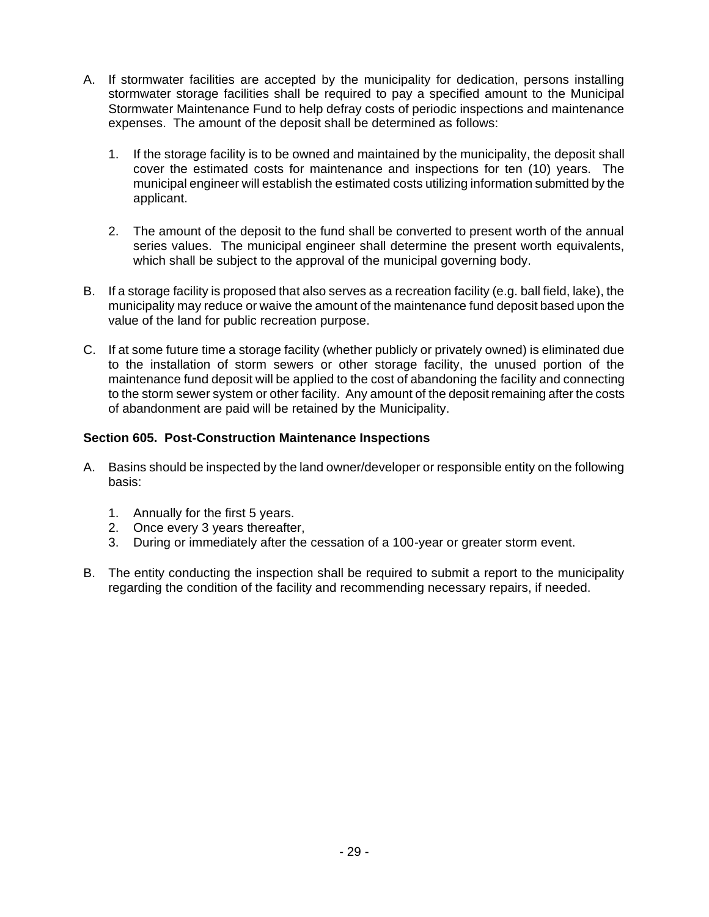A. If stormwater facilities are accepted by the municipality for dedication, persons installing stormwater storage facilities shall be required to pay a specified amount to the Municipal Stormwater Maintenance Fund to help defray costs of periodic inspections and maintenance expenses. The amount of the deposit shall be determined as follows:

   1. If the storage facility is to be owned and maintained by the municipality, the deposit shall cover the estimated costs for maintenance and inspections for ten (10) years. The municipal engineer will establish the estimated costs utilizing information submitted by the applicant.

   2. The amount of the deposit to the fund shall be converted to present worth of the annual series values. The municipal engineer shall determine the present worth equivalents, which shall be subject to the approval of the municipal governing body.

B. If a storage facility is proposed that also serves as a recreation facility (e.g. ball field, lake), the municipality may reduce or waive the amount of the maintenance fund deposit based upon the value of the land for public recreation purpose.

C. If at some future time a storage facility (whether publicly or privately owned) is eliminated due to the installation of storm sewers or other storage facility, the unused portion of the maintenance fund deposit will be applied to the cost of abandoning the facility and connecting to the storm sewer system or other facility. Any amount of the deposit remaining after the costs of abandonment are paid will be retained by the Municipality.

**Section 605. Post-Construction Maintenance Inspections**

A. Basins should be inspected by the land owner/developer or responsible entity on the following basis:

   1. Annually for the first 5 years.
   2. Once every 3 years thereafter,
   3. During or immediately after the cessation of a 100-year or greater storm event.

B. The entity conducting the inspection shall be required to submit a report to the municipality regarding the condition of the facility and recommending necessary repairs, if needed.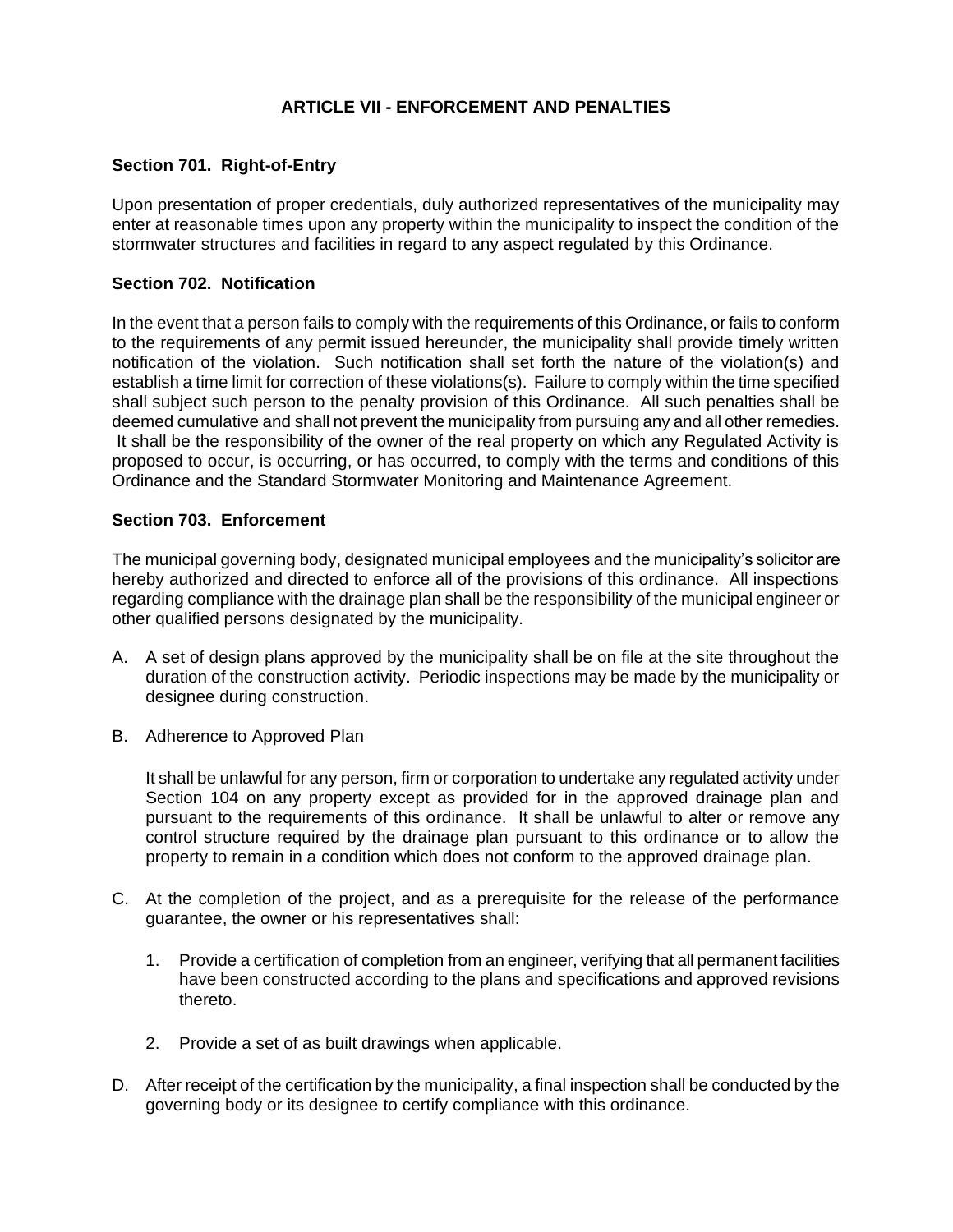## ARTICLE VII - ENFORCEMENT AND PENALTIES

### Section 701. Right-of-Entry

Upon presentation of proper credentials, duly authorized representatives of the municipality may enter at reasonable times upon any property within the municipality to inspect the condition of the stormwater structures and facilities in regard to any aspect regulated by this Ordinance.

### Section 702. Notification

In the event that a person fails to comply with the requirements of this Ordinance, or fails to conform to the requirements of any permit issued hereunder, the municipality shall provide timely written notification of the violation. Such notification shall set forth the nature of the violation(s) and establish a time limit for correction of these violations(s). Failure to comply within the time specified shall subject such person to the penalty provision of this Ordinance. All such penalties shall be deemed cumulative and shall not prevent the municipality from pursuing any and all other remedies. It shall be the responsibility of the owner of the real property on which any Regulated Activity is proposed to occur, is occurring, or has occurred, to comply with the terms and conditions of this Ordinance and the Standard Stormwater Monitoring and Maintenance Agreement.

### Section 703. Enforcement

The municipal governing body, designated municipal employees and the municipality's solicitor are hereby authorized and directed to enforce all of the provisions of this ordinance. All inspections regarding compliance with the drainage plan shall be the responsibility of the municipal engineer or other qualified persons designated by the municipality.

A. A set of design plans approved by the municipality shall be on file at the site throughout the duration of the construction activity. Periodic inspections may be made by the municipality or designee during construction.

B. Adherence to Approved Plan

   It shall be unlawful for any person, firm or corporation to undertake any regulated activity under Section 104 on any property except as provided for in the approved drainage plan and pursuant to the requirements of this ordinance. It shall be unlawful to alter or remove any control structure required by the drainage plan pursuant to this ordinance or to allow the property to remain in a condition which does not conform to the approved drainage plan.

C. At the completion of the project, and as a prerequisite for the release of the performance guarantee, the owner or his representatives shall:

   1. Provide a certification of completion from an engineer, verifying that all permanent facilities have been constructed according to the plans and specifications and approved revisions thereto.

   2. Provide a set of as built drawings when applicable.

D. After receipt of the certification by the municipality, a final inspection shall be conducted by the governing body or its designee to certify compliance with this ordinance.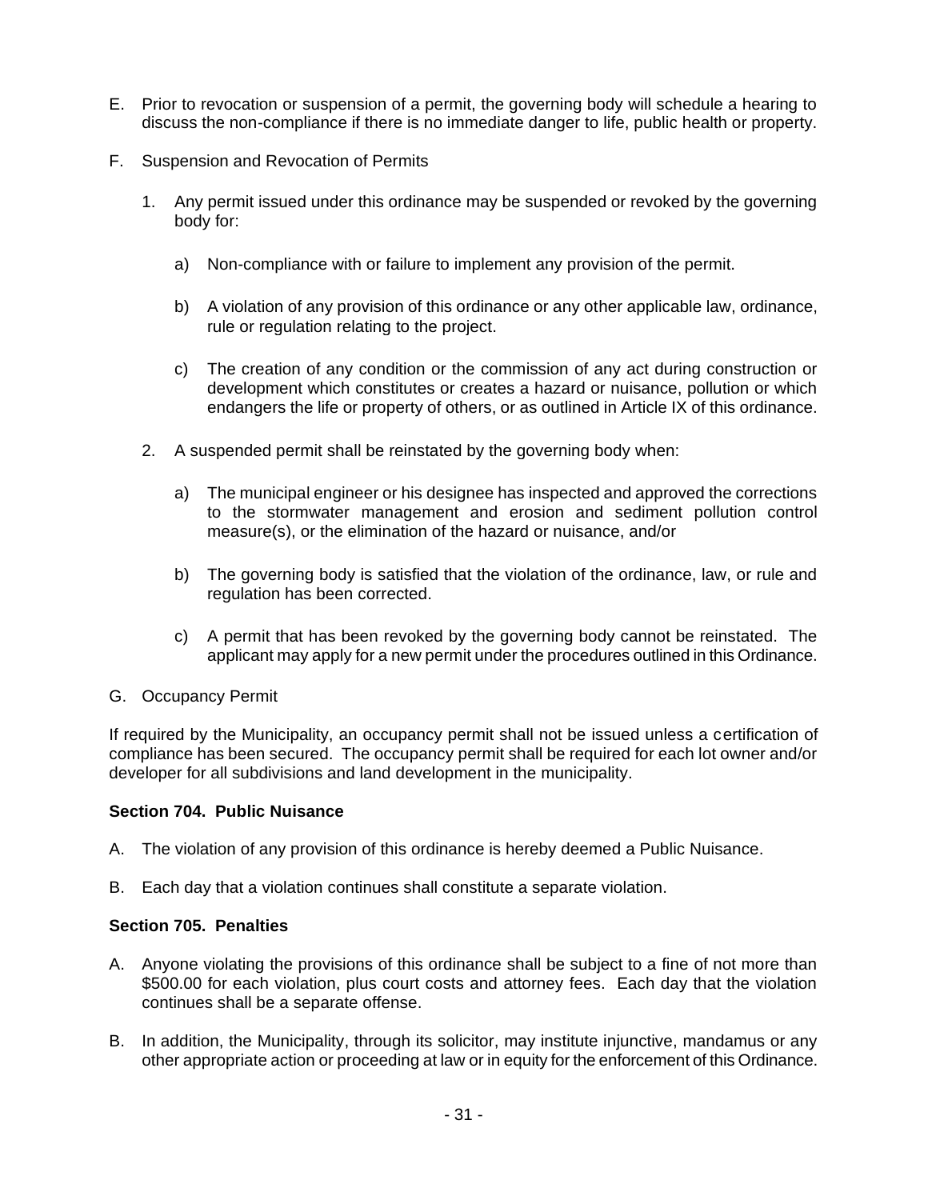E. Prior to revocation or suspension of a permit, the governing body will schedule a hearing to discuss the non-compliance if there is no immediate danger to life, public health or property.

F. Suspension and Revocation of Permits

   1. Any permit issued under this ordinance may be suspended or revoked by the governing body for:

      a) Non-compliance with or failure to implement any provision of the permit.

      b) A violation of any provision of this ordinance or any other applicable law, ordinance, rule or regulation relating to the project.

      c) The creation of any condition or the commission of any act during construction or development which constitutes or creates a hazard or nuisance, pollution or which endangers the life or property of others, or as outlined in Article IX of this ordinance.

   2. A suspended permit shall be reinstated by the governing body when:

      a) The municipal engineer or his designee has inspected and approved the corrections to the stormwater management and erosion and sediment pollution control measure(s), or the elimination of the hazard or nuisance, and/or

      b) The governing body is satisfied that the violation of the ordinance, law, or rule and regulation has been corrected.

      c) A permit that has been revoked by the governing body cannot be reinstated. The applicant may apply for a new permit under the procedures outlined in this Ordinance.

G. Occupancy Permit

If required by the Municipality, an occupancy permit shall not be issued unless a certification of compliance has been secured. The occupancy permit shall be required for each lot owner and/or developer for all subdivisions and land development in the municipality.

**Section 704. Public Nuisance**

A. The violation of any provision of this ordinance is hereby deemed a Public Nuisance.

B. Each day that a violation continues shall constitute a separate violation.

**Section 705. Penalties**

A. Anyone violating the provisions of this ordinance shall be subject to a fine of not more than $500.00 for each violation, plus court costs and attorney fees. Each day that the violation continues shall be a separate offense.

B. In addition, the Municipality, through its solicitor, may institute injunctive, mandamus or any other appropriate action or proceeding at law or in equity for the enforcement of this Ordinance.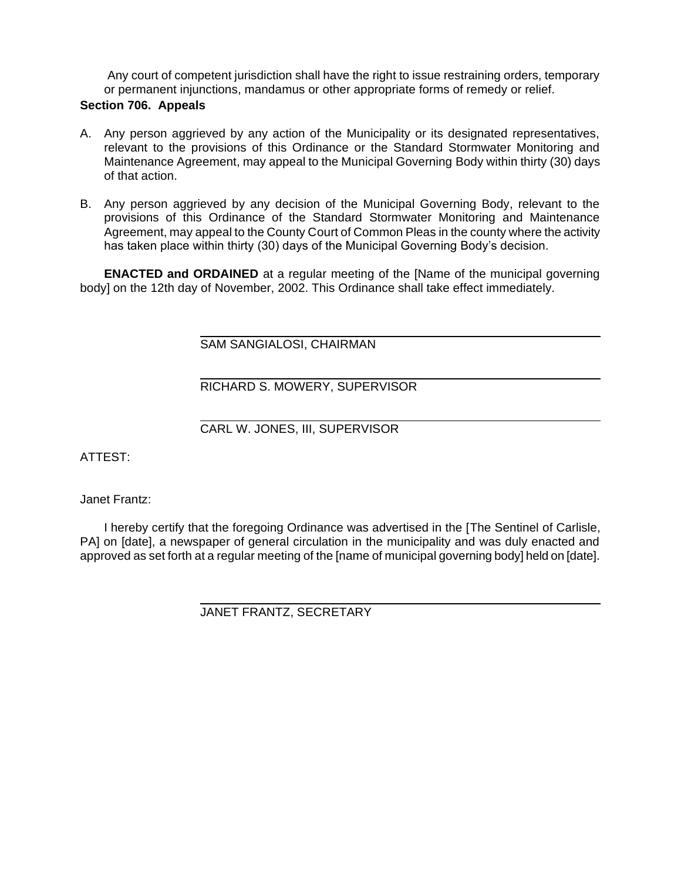Any court of competent jurisdiction shall have the right to issue restraining orders, temporary or permanent injunctions, mandamus or other appropriate forms of remedy or relief.

**Section 706. Appeals**

A. Any person aggrieved by any action of the Municipality or its designated representatives, relevant to the provisions of this Ordinance or the Standard Stormwater Monitoring and Maintenance Agreement, may appeal to the Municipal Governing Body within thirty (30) days of that action.

B. Any person aggrieved by any decision of the Municipal Governing Body, relevant to the provisions of this Ordinance of the Standard Stormwater Monitoring and Maintenance Agreement, may appeal to the County Court of Common Pleas in the county where the activity has taken place within thirty (30) days of the Municipal Governing Body's decision.

**ENACTED and ORDAINED** at a regular meeting of the [Name of the municipal governing body] on the 12th day of November, 2002. This Ordinance shall take effect immediately.

SAM SANGIALOSI, CHAIRMAN

RICHARD S. MOWERY, SUPERVISOR

CARL W. JONES, III, SUPERVISOR

ATTEST:

Janet Frantz:

I hereby certify that the foregoing Ordinance was advertised in the [The Sentinel of Carlisle, PA] on [date], a newspaper of general circulation in the municipality and was duly enacted and approved as set forth at a regular meeting of the [name of municipal governing body] held on [date].

JANET FRANTZ, SECRETARY